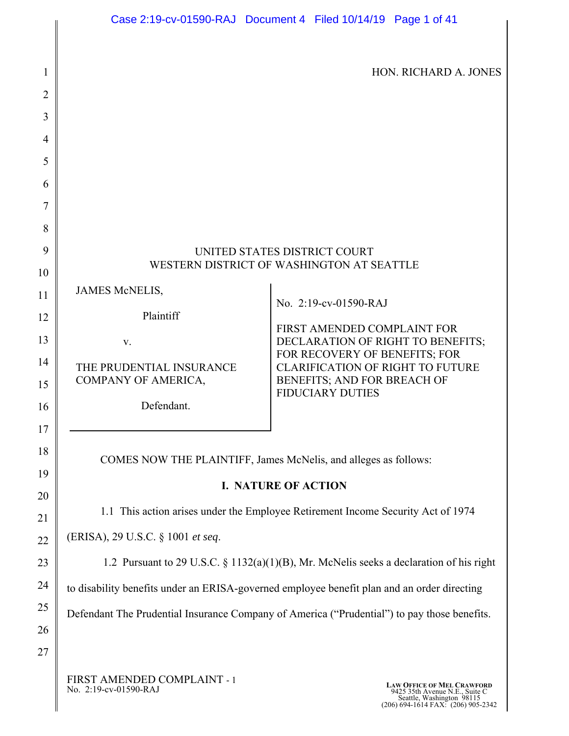HON. RICHARD A. JONES

UNITED STATES DISTRICT COURT
WESTERN DISTRICT OF WASHINGTON AT SEATTLE

| | |
|---|---|
| JAMES McNELIS,<br><br>Plaintiff<br><br>v.<br><br>THE PRUDENTIAL INSURANCE COMPANY OF AMERICA,<br><br>Defendant. | No. 2:19-cv-01590-RAJ<br><br>FIRST AMENDED COMPLAINT FOR DECLARATION OF RIGHT TO BENEFITS; FOR RECOVERY OF BENEFITS; FOR CLARIFICATION OF RIGHT TO FUTURE BENEFITS; AND FOR BREACH OF FIDUCIARY DUTIES |

COMES NOW THE PLAINTIFF, James McNelis, and alleges as follows:

## I. NATURE OF ACTION

1.1 This action arises under the Employee Retirement Income Security Act of 1974 (ERISA), 29 U.S.C. § 1001 *et seq*.

1.2 Pursuant to 29 U.S.C. § 1132(a)(1)(B), Mr. McNelis seeks a declaration of his right to disability benefits under an ERISA-governed employee benefit plan and an order directing Defendant The Prudential Insurance Company of America ("Prudential") to pay those benefits.

FIRST AMENDED COMPLAINT - 1
No. 2:19-cv-01590-RAJ

**LAW OFFICE OF MEL CRAWFORD**
9425 35th Avenue N.E., Suite C
Seattle, Washington 98115
(206) 694-1614 FAX: (206) 905-2342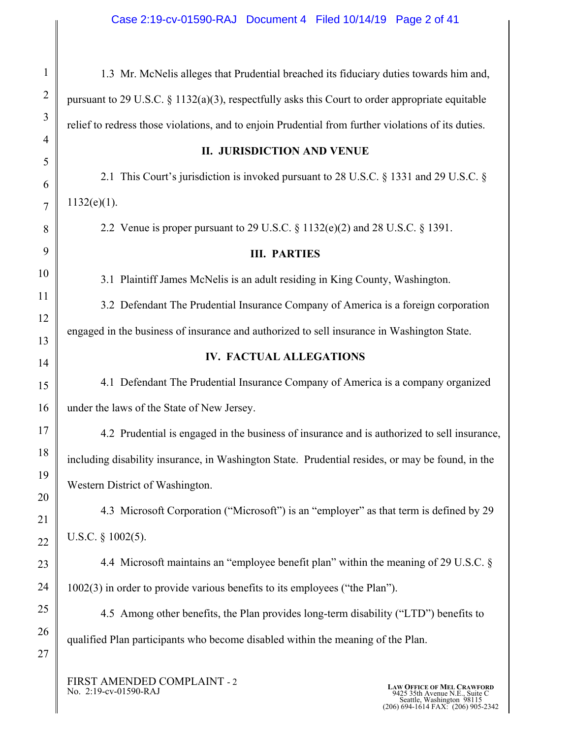1.3 Mr. McNelis alleges that Prudential breached its fiduciary duties towards him and, pursuant to 29 U.S.C. § 1132(a)(3), respectfully asks this Court to order appropriate equitable relief to redress those violations, and to enjoin Prudential from further violations of its duties.

## II. JURISDICTION AND VENUE

2.1 This Court's jurisdiction is invoked pursuant to 28 U.S.C. § 1331 and 29 U.S.C. § 1132(e)(1).

2.2 Venue is proper pursuant to 29 U.S.C. § 1132(e)(2) and 28 U.S.C. § 1391.

## III. PARTIES

3.1 Plaintiff James McNelis is an adult residing in King County, Washington.

3.2 Defendant The Prudential Insurance Company of America is a foreign corporation engaged in the business of insurance and authorized to sell insurance in Washington State.

## IV. FACTUAL ALLEGATIONS

4.1 Defendant The Prudential Insurance Company of America is a company organized under the laws of the State of New Jersey.

4.2 Prudential is engaged in the business of insurance and is authorized to sell insurance, including disability insurance, in Washington State. Prudential resides, or may be found, in the Western District of Washington.

4.3 Microsoft Corporation ("Microsoft") is an "employer" as that term is defined by 29 U.S.C. § 1002(5).

4.4 Microsoft maintains an "employee benefit plan" within the meaning of 29 U.S.C. § 1002(3) in order to provide various benefits to its employees ("the Plan").

4.5 Among other benefits, the Plan provides long-term disability ("LTD") benefits to qualified Plan participants who become disabled within the meaning of the Plan.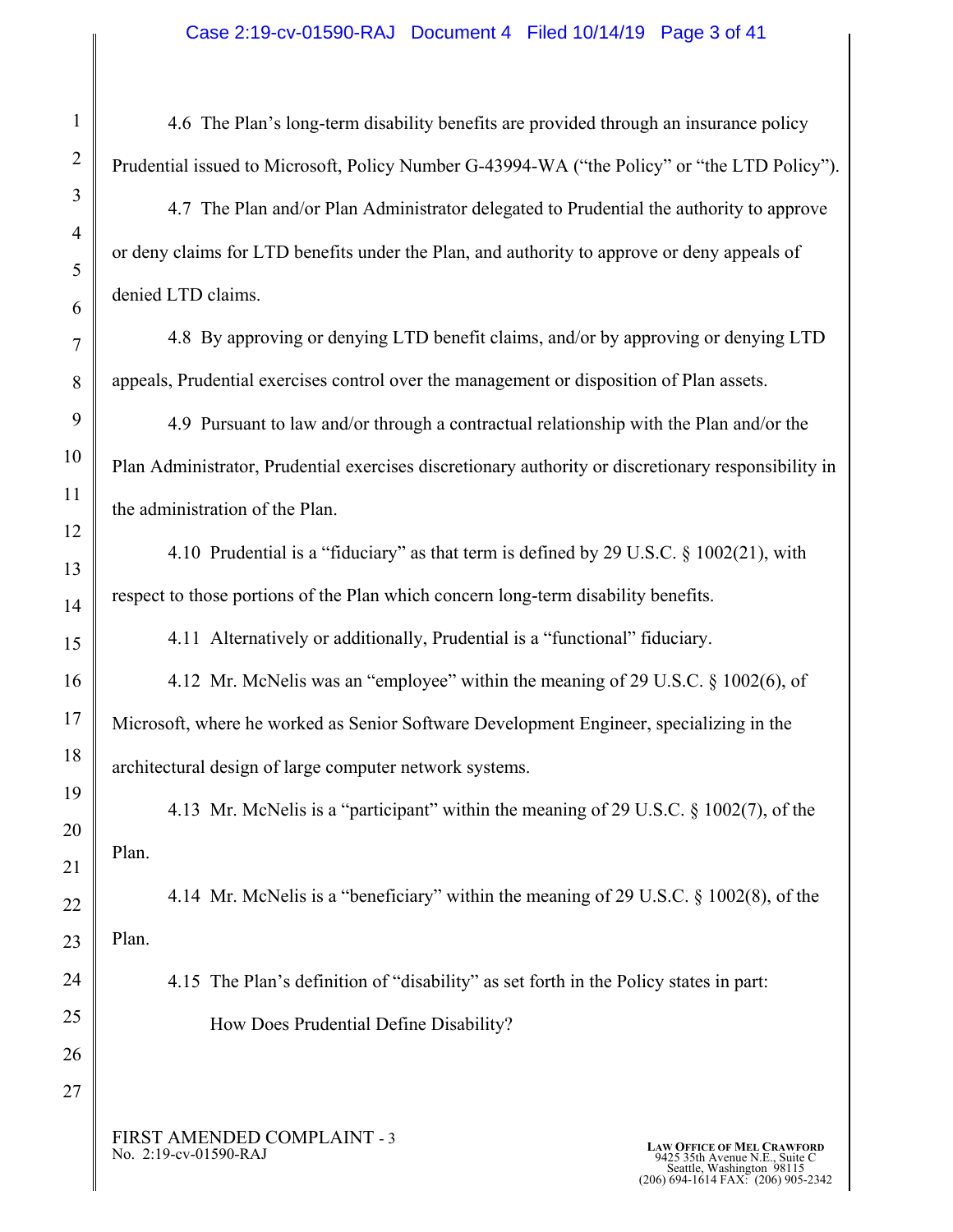4.6 The Plan's long-term disability benefits are provided through an insurance policy Prudential issued to Microsoft, Policy Number G-43994-WA ("the Policy" or "the LTD Policy").

4.7 The Plan and/or Plan Administrator delegated to Prudential the authority to approve or deny claims for LTD benefits under the Plan, and authority to approve or deny appeals of denied LTD claims.

4.8 By approving or denying LTD benefit claims, and/or by approving or denying LTD appeals, Prudential exercises control over the management or disposition of Plan assets.

4.9 Pursuant to law and/or through a contractual relationship with the Plan and/or the Plan Administrator, Prudential exercises discretionary authority or discretionary responsibility in the administration of the Plan.

4.10 Prudential is a "fiduciary" as that term is defined by 29 U.S.C. § 1002(21), with respect to those portions of the Plan which concern long-term disability benefits.

4.11 Alternatively or additionally, Prudential is a "functional" fiduciary.

4.12 Mr. McNelis was an "employee" within the meaning of 29 U.S.C. § 1002(6), of Microsoft, where he worked as Senior Software Development Engineer, specializing in the architectural design of large computer network systems.

4.13 Mr. McNelis is a "participant" within the meaning of 29 U.S.C. § 1002(7), of the Plan.

4.14 Mr. McNelis is a "beneficiary" within the meaning of 29 U.S.C. § 1002(8), of the Plan.

4.15 The Plan's definition of "disability" as set forth in the Policy states in part:

> How Does Prudential Define Disability?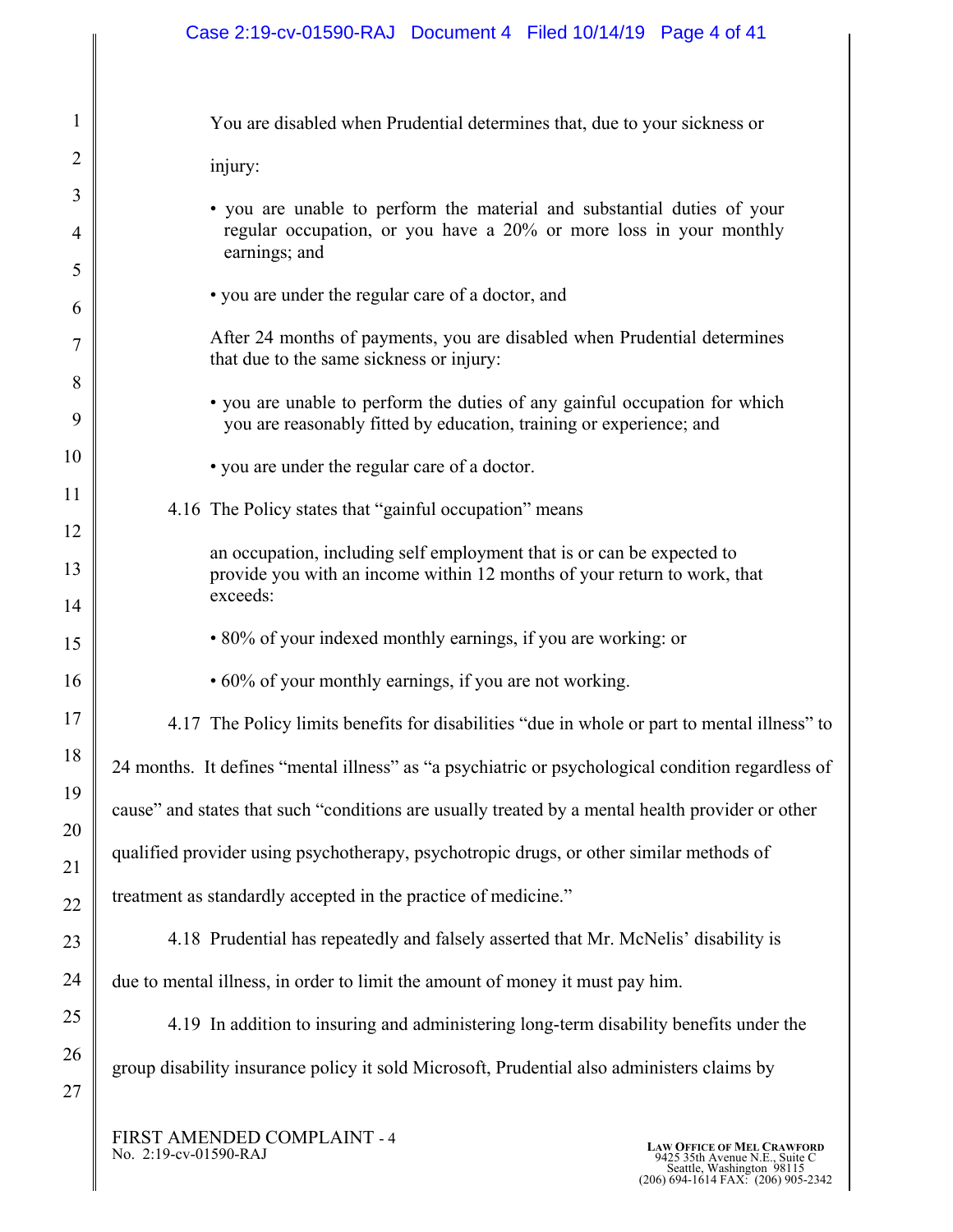You are disabled when Prudential determines that, due to your sickness or injury:

- you are unable to perform the material and substantial duties of your regular occupation, or you have a 20% or more loss in your monthly earnings; and

- you are under the regular care of a doctor, and

After 24 months of payments, you are disabled when Prudential determines that due to the same sickness or injury:

- you are unable to perform the duties of any gainful occupation for which you are reasonably fitted by education, training or experience; and

- you are under the regular care of a doctor.

4.16 The Policy states that "gainful occupation" means

> an occupation, including self employment that is or can be expected to provide you with an income within 12 months of your return to work, that exceeds:
>
> - 80% of your indexed monthly earnings, if you are working: or
>
> - 60% of your monthly earnings, if you are not working.

4.17 The Policy limits benefits for disabilities "due in whole or part to mental illness" to 24 months. It defines "mental illness" as "a psychiatric or psychological condition regardless of cause" and states that such "conditions are usually treated by a mental health provider or other qualified provider using psychotherapy, psychotropic drugs, or other similar methods of treatment as standardly accepted in the practice of medicine."

4.18 Prudential has repeatedly and falsely asserted that Mr. McNelis' disability is due to mental illness, in order to limit the amount of money it must pay him.

4.19 In addition to insuring and administering long-term disability benefits under the group disability insurance policy it sold Microsoft, Prudential also administers claims by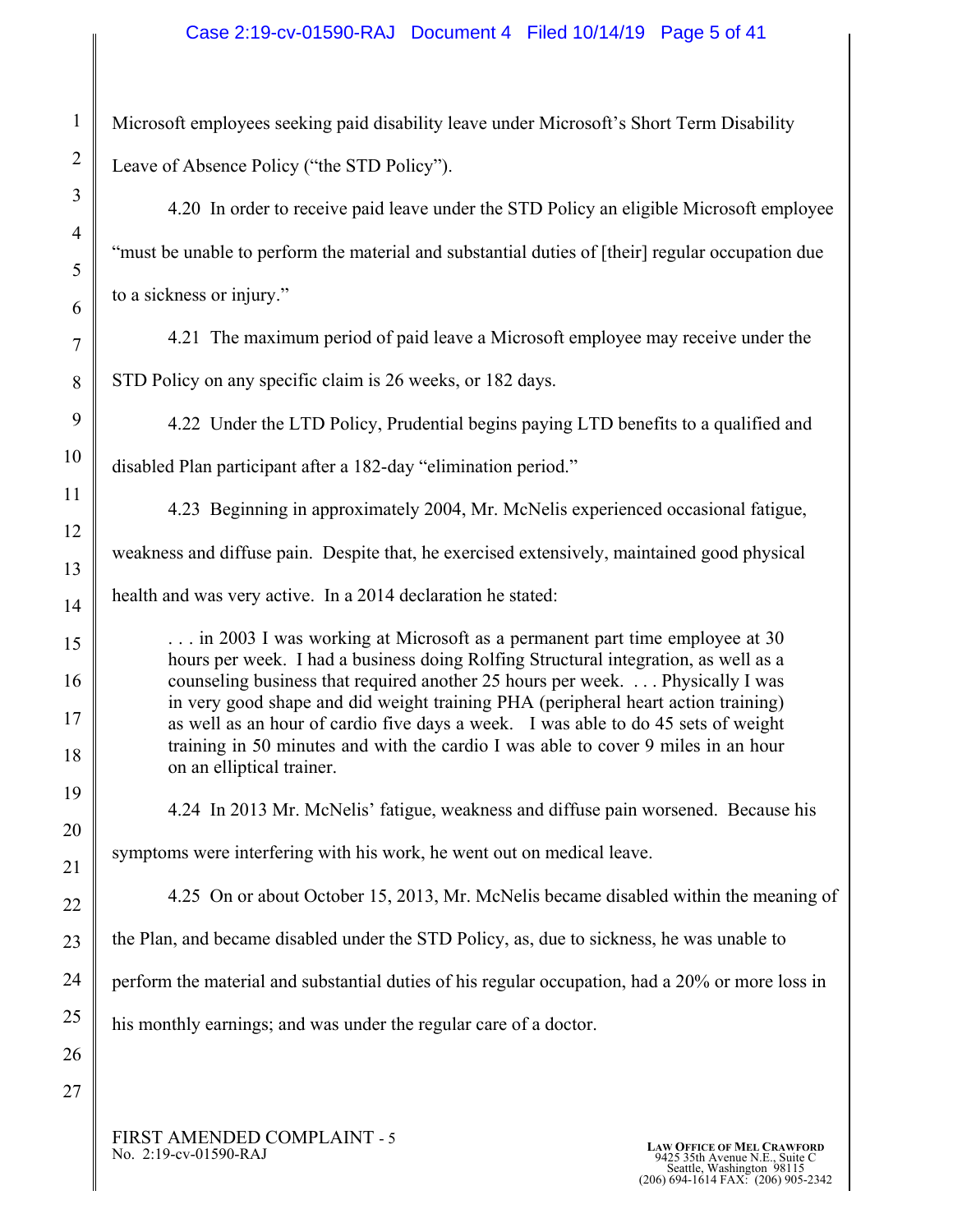Microsoft employees seeking paid disability leave under Microsoft's Short Term Disability Leave of Absence Policy ("the STD Policy").

4.20 In order to receive paid leave under the STD Policy an eligible Microsoft employee "must be unable to perform the material and substantial duties of [their] regular occupation due to a sickness or injury."

4.21 The maximum period of paid leave a Microsoft employee may receive under the STD Policy on any specific claim is 26 weeks, or 182 days.

4.22 Under the LTD Policy, Prudential begins paying LTD benefits to a qualified and disabled Plan participant after a 182-day "elimination period."

4.23 Beginning in approximately 2004, Mr. McNelis experienced occasional fatigue, weakness and diffuse pain. Despite that, he exercised extensively, maintained good physical health and was very active. In a 2014 declaration he stated:

> . . . in 2003 I was working at Microsoft as a permanent part time employee at 30 hours per week. I had a business doing Rolfing Structural integration, as well as a counseling business that required another 25 hours per week. . . . Physically I was in very good shape and did weight training PHA (peripheral heart action training) as well as an hour of cardio five days a week. I was able to do 45 sets of weight training in 50 minutes and with the cardio I was able to cover 9 miles in an hour on an elliptical trainer.

4.24 In 2013 Mr. McNelis' fatigue, weakness and diffuse pain worsened. Because his symptoms were interfering with his work, he went out on medical leave.

4.25 On or about October 15, 2013, Mr. McNelis became disabled within the meaning of the Plan, and became disabled under the STD Policy, as, due to sickness, he was unable to perform the material and substantial duties of his regular occupation, had a 20% or more loss in his monthly earnings; and was under the regular care of a doctor.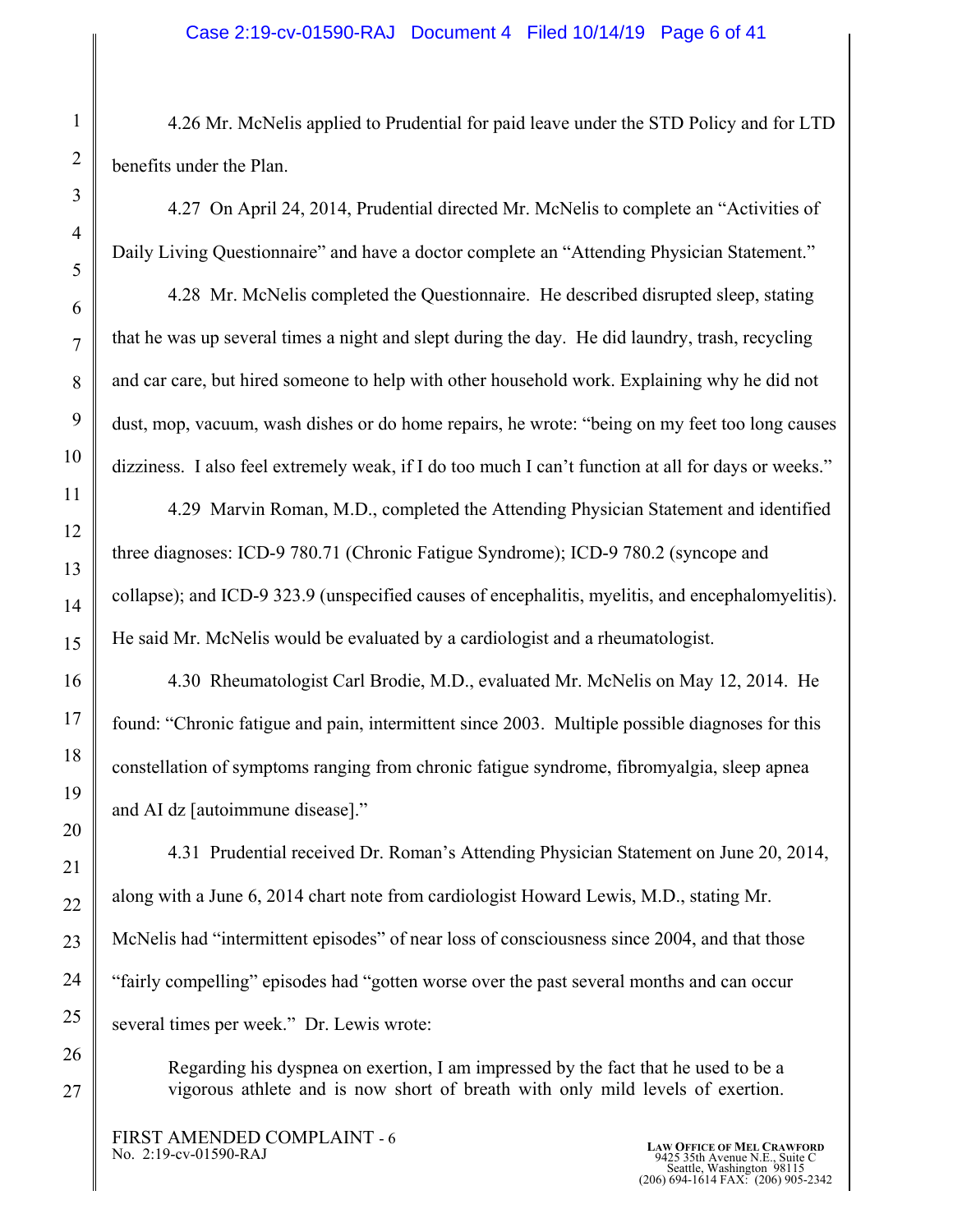4.26 Mr. McNelis applied to Prudential for paid leave under the STD Policy and for LTD benefits under the Plan.

4.27 On April 24, 2014, Prudential directed Mr. McNelis to complete an "Activities of Daily Living Questionnaire" and have a doctor complete an "Attending Physician Statement."

4.28 Mr. McNelis completed the Questionnaire. He described disrupted sleep, stating that he was up several times a night and slept during the day. He did laundry, trash, recycling and car care, but hired someone to help with other household work. Explaining why he did not dust, mop, vacuum, wash dishes or do home repairs, he wrote: "being on my feet too long causes dizziness. I also feel extremely weak, if I do too much I can't function at all for days or weeks."

4.29 Marvin Roman, M.D., completed the Attending Physician Statement and identified three diagnoses: ICD-9 780.71 (Chronic Fatigue Syndrome); ICD-9 780.2 (syncope and collapse); and ICD-9 323.9 (unspecified causes of encephalitis, myelitis, and encephalomyelitis). He said Mr. McNelis would be evaluated by a cardiologist and a rheumatologist.

4.30 Rheumatologist Carl Brodie, M.D., evaluated Mr. McNelis on May 12, 2014. He found: "Chronic fatigue and pain, intermittent since 2003. Multiple possible diagnoses for this constellation of symptoms ranging from chronic fatigue syndrome, fibromyalgia, sleep apnea and AI dz [autoimmune disease]."

4.31 Prudential received Dr. Roman's Attending Physician Statement on June 20, 2014, along with a June 6, 2014 chart note from cardiologist Howard Lewis, M.D., stating Mr. McNelis had "intermittent episodes" of near loss of consciousness since 2004, and that those "fairly compelling" episodes had "gotten worse over the past several months and can occur several times per week." Dr. Lewis wrote:

> Regarding his dyspnea on exertion, I am impressed by the fact that he used to be a vigorous athlete and is now short of breath with only mild levels of exertion.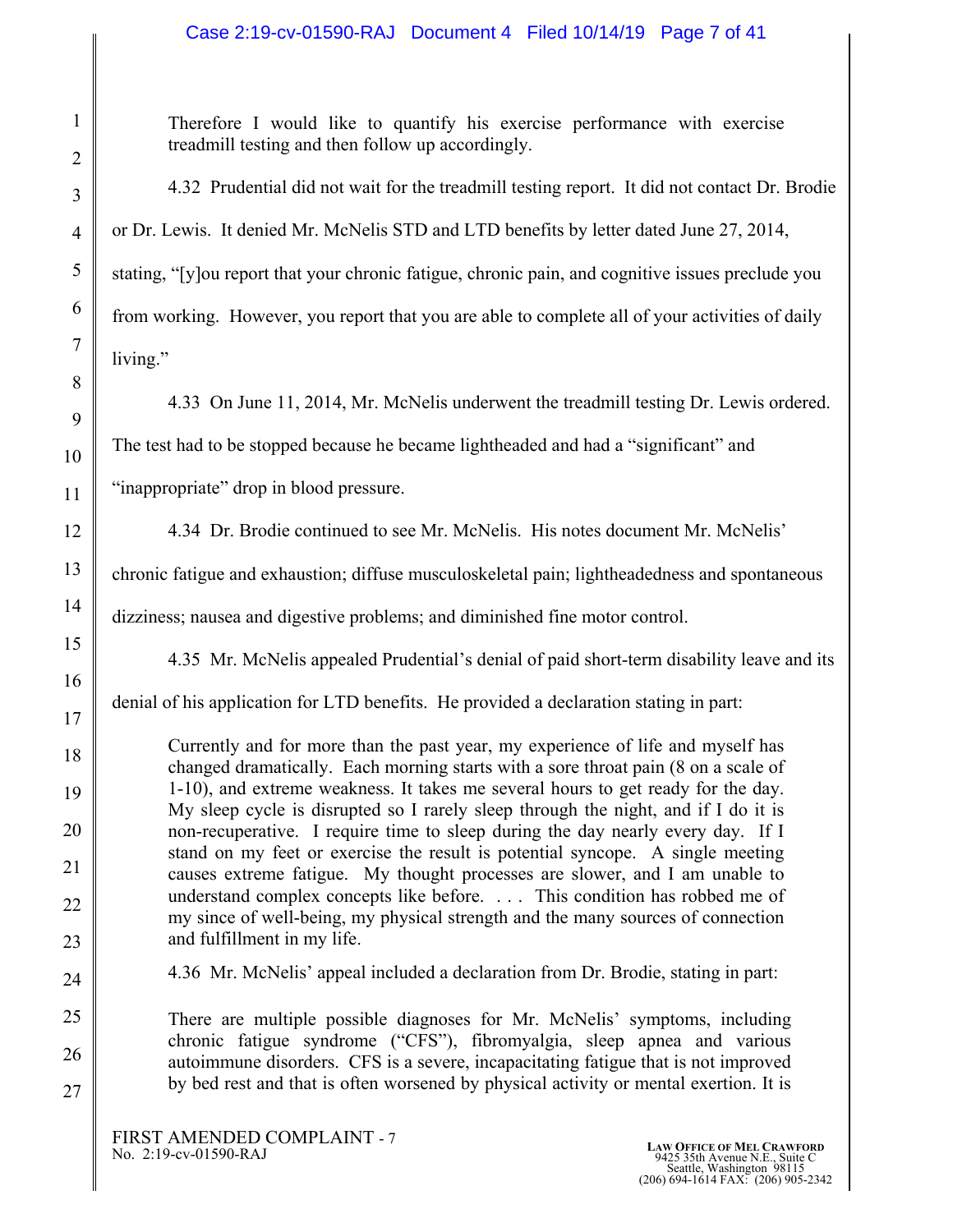> Therefore I would like to quantify his exercise performance with exercise treadmill testing and then follow up accordingly.

4.32 Prudential did not wait for the treadmill testing report. It did not contact Dr. Brodie or Dr. Lewis. It denied Mr. McNelis STD and LTD benefits by letter dated June 27, 2014, stating, "[y]ou report that your chronic fatigue, chronic pain, and cognitive issues preclude you from working. However, you report that you are able to complete all of your activities of daily living."

4.33 On June 11, 2014, Mr. McNelis underwent the treadmill testing Dr. Lewis ordered. The test had to be stopped because he became lightheaded and had a "significant" and "inappropriate" drop in blood pressure.

4.34 Dr. Brodie continued to see Mr. McNelis. His notes document Mr. McNelis' chronic fatigue and exhaustion; diffuse musculoskeletal pain; lightheadedness and spontaneous dizziness; nausea and digestive problems; and diminished fine motor control.

4.35 Mr. McNelis appealed Prudential's denial of paid short-term disability leave and its denial of his application for LTD benefits. He provided a declaration stating in part:

> Currently and for more than the past year, my experience of life and myself has changed dramatically. Each morning starts with a sore throat pain (8 on a scale of 1-10), and extreme weakness. It takes me several hours to get ready for the day. My sleep cycle is disrupted so I rarely sleep through the night, and if I do it is non-recuperative. I require time to sleep during the day nearly every day. If I stand on my feet or exercise the result is potential syncope. A single meeting causes extreme fatigue. My thought processes are slower, and I am unable to understand complex concepts like before. . . . This condition has robbed me of my since of well-being, my physical strength and the many sources of connection and fulfillment in my life.

4.36 Mr. McNelis' appeal included a declaration from Dr. Brodie, stating in part:

> There are multiple possible diagnoses for Mr. McNelis' symptoms, including chronic fatigue syndrome ("CFS"), fibromyalgia, sleep apnea and various autoimmune disorders. CFS is a severe, incapacitating fatigue that is not improved by bed rest and that is often worsened by physical activity or mental exertion. It is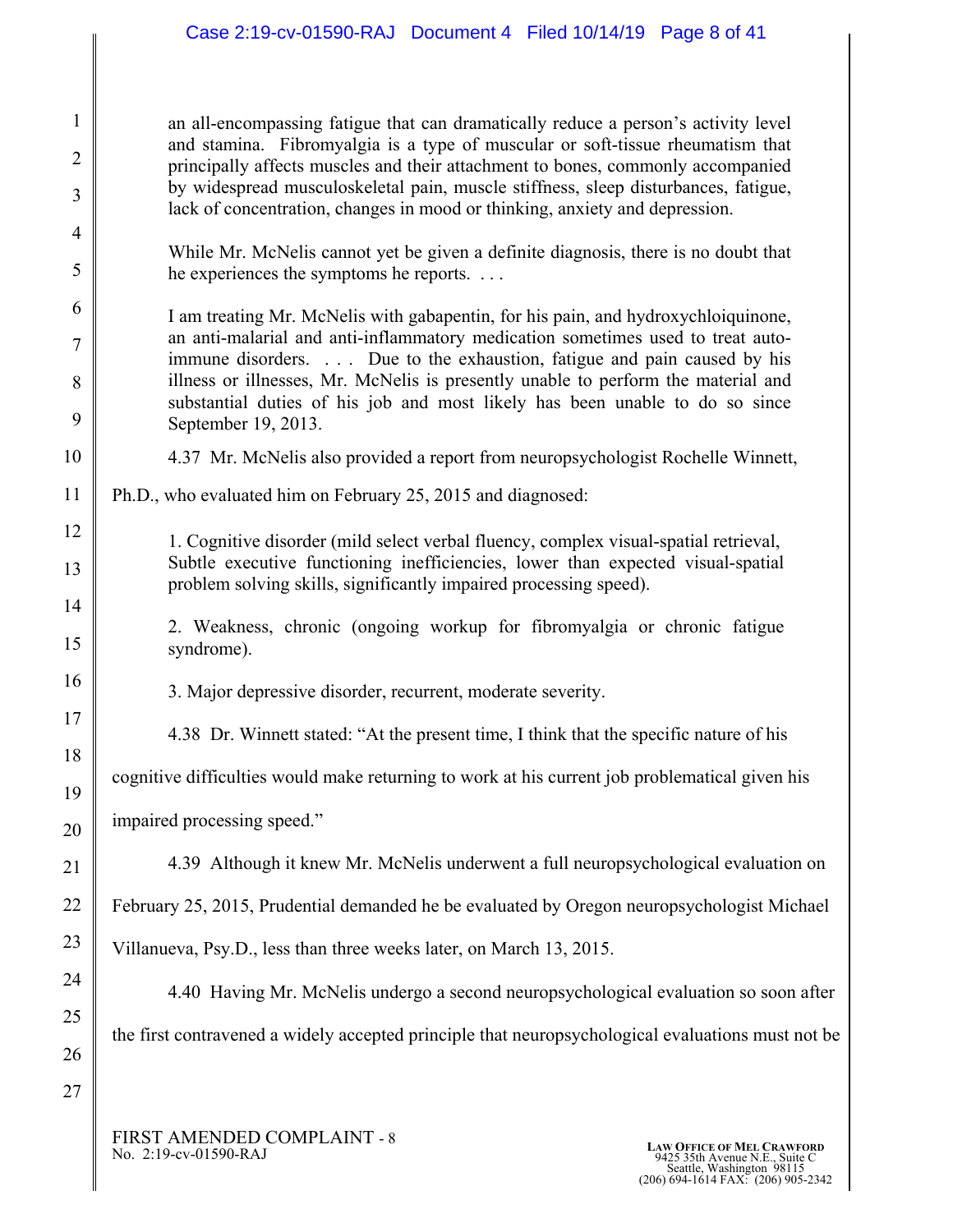> an all-encompassing fatigue that can dramatically reduce a person's activity level and stamina. Fibromyalgia is a type of muscular or soft-tissue rheumatism that principally affects muscles and their attachment to bones, commonly accompanied by widespread musculoskeletal pain, muscle stiffness, sleep disturbances, fatigue, lack of concentration, changes in mood or thinking, anxiety and depression.
>
> While Mr. McNelis cannot yet be given a definite diagnosis, there is no doubt that he experiences the symptoms he reports. . . .
>
> I am treating Mr. McNelis with gabapentin, for his pain, and hydroxychloiquinone, an anti-malarial and anti-inflammatory medication sometimes used to treat auto-immune disorders. . . . Due to the exhaustion, fatigue and pain caused by his illness or illnesses, Mr. McNelis is presently unable to perform the material and substantial duties of his job and most likely has been unable to do so since September 19, 2013.

4.37 Mr. McNelis also provided a report from neuropsychologist Rochelle Winnett, Ph.D., who evaluated him on February 25, 2015 and diagnosed:

> 1. Cognitive disorder (mild select verbal fluency, complex visual-spatial retrieval, Subtle executive functioning inefficiencies, lower than expected visual-spatial problem solving skills, significantly impaired processing speed).
>
> 2. Weakness, chronic (ongoing workup for fibromyalgia or chronic fatigue syndrome).
>
> 3. Major depressive disorder, recurrent, moderate severity.

4.38 Dr. Winnett stated: "At the present time, I think that the specific nature of his cognitive difficulties would make returning to work at his current job problematical given his impaired processing speed."

4.39 Although it knew Mr. McNelis underwent a full neuropsychological evaluation on February 25, 2015, Prudential demanded he be evaluated by Oregon neuropsychologist Michael Villanueva, Psy.D., less than three weeks later, on March 13, 2015.

4.40 Having Mr. McNelis undergo a second neuropsychological evaluation so soon after the first contravened a widely accepted principle that neuropsychological evaluations must not be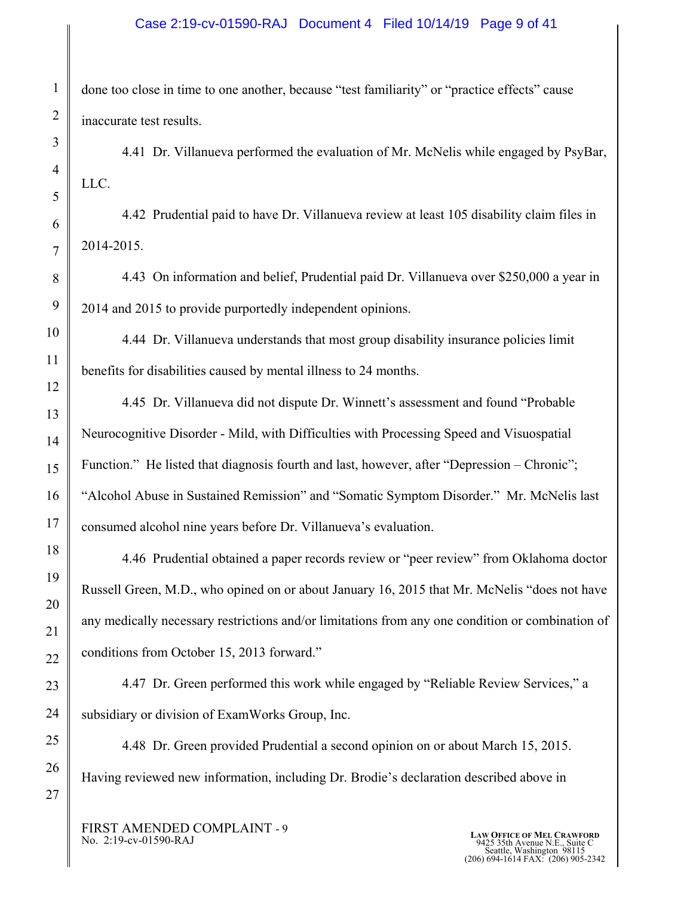done too close in time to one another, because "test familiarity" or "practice effects" cause inaccurate test results.

4.41 Dr. Villanueva performed the evaluation of Mr. McNelis while engaged by PsyBar, LLC.

4.42 Prudential paid to have Dr. Villanueva review at least 105 disability claim files in 2014-2015.

4.43 On information and belief, Prudential paid Dr. Villanueva over $250,000 a year in 2014 and 2015 to provide purportedly independent opinions.

4.44 Dr. Villanueva understands that most group disability insurance policies limit benefits for disabilities caused by mental illness to 24 months.

4.45 Dr. Villanueva did not dispute Dr. Winnett's assessment and found "Probable Neurocognitive Disorder - Mild, with Difficulties with Processing Speed and Visuospatial Function." He listed that diagnosis fourth and last, however, after "Depression – Chronic"; "Alcohol Abuse in Sustained Remission" and "Somatic Symptom Disorder." Mr. McNelis last consumed alcohol nine years before Dr. Villanueva's evaluation.

4.46 Prudential obtained a paper records review or "peer review" from Oklahoma doctor Russell Green, M.D., who opined on or about January 16, 2015 that Mr. McNelis "does not have any medically necessary restrictions and/or limitations from any one condition or combination of conditions from October 15, 2013 forward."

4.47 Dr. Green performed this work while engaged by "Reliable Review Services," a subsidiary or division of ExamWorks Group, Inc.

4.48 Dr. Green provided Prudential a second opinion on or about March 15, 2015. Having reviewed new information, including Dr. Brodie's declaration described above in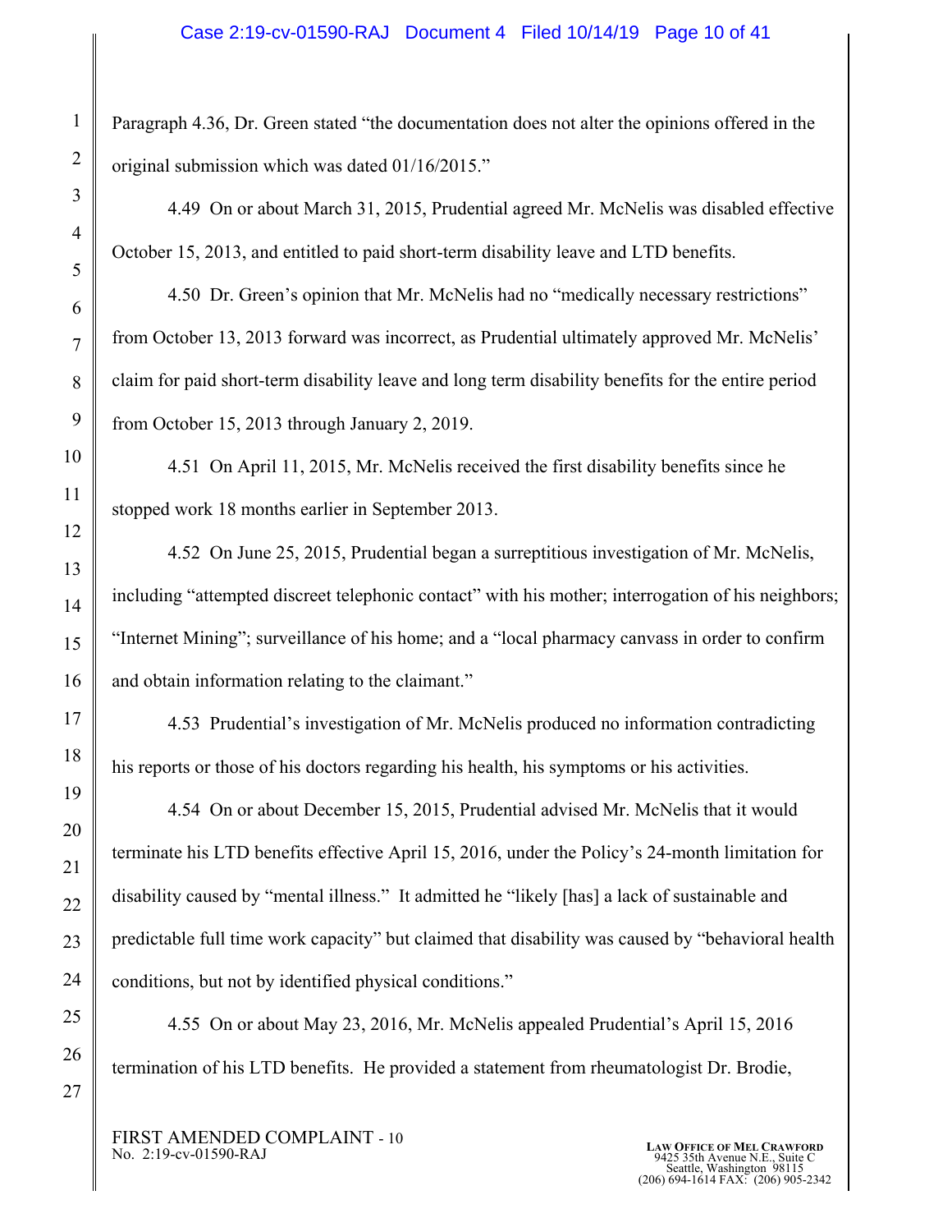Paragraph 4.36, Dr. Green stated "the documentation does not alter the opinions offered in the original submission which was dated 01/16/2015."

4.49 On or about March 31, 2015, Prudential agreed Mr. McNelis was disabled effective October 15, 2013, and entitled to paid short-term disability leave and LTD benefits.

4.50 Dr. Green's opinion that Mr. McNelis had no "medically necessary restrictions" from October 13, 2013 forward was incorrect, as Prudential ultimately approved Mr. McNelis' claim for paid short-term disability leave and long term disability benefits for the entire period from October 15, 2013 through January 2, 2019.

4.51 On April 11, 2015, Mr. McNelis received the first disability benefits since he stopped work 18 months earlier in September 2013.

4.52 On June 25, 2015, Prudential began a surreptitious investigation of Mr. McNelis, including "attempted discreet telephonic contact" with his mother; interrogation of his neighbors; "Internet Mining"; surveillance of his home; and a "local pharmacy canvass in order to confirm and obtain information relating to the claimant."

4.53 Prudential's investigation of Mr. McNelis produced no information contradicting his reports or those of his doctors regarding his health, his symptoms or his activities.

4.54 On or about December 15, 2015, Prudential advised Mr. McNelis that it would terminate his LTD benefits effective April 15, 2016, under the Policy's 24-month limitation for disability caused by "mental illness." It admitted he "likely [has] a lack of sustainable and predictable full time work capacity" but claimed that disability was caused by "behavioral health conditions, but not by identified physical conditions."

4.55 On or about May 23, 2016, Mr. McNelis appealed Prudential's April 15, 2016 termination of his LTD benefits. He provided a statement from rheumatologist Dr. Brodie,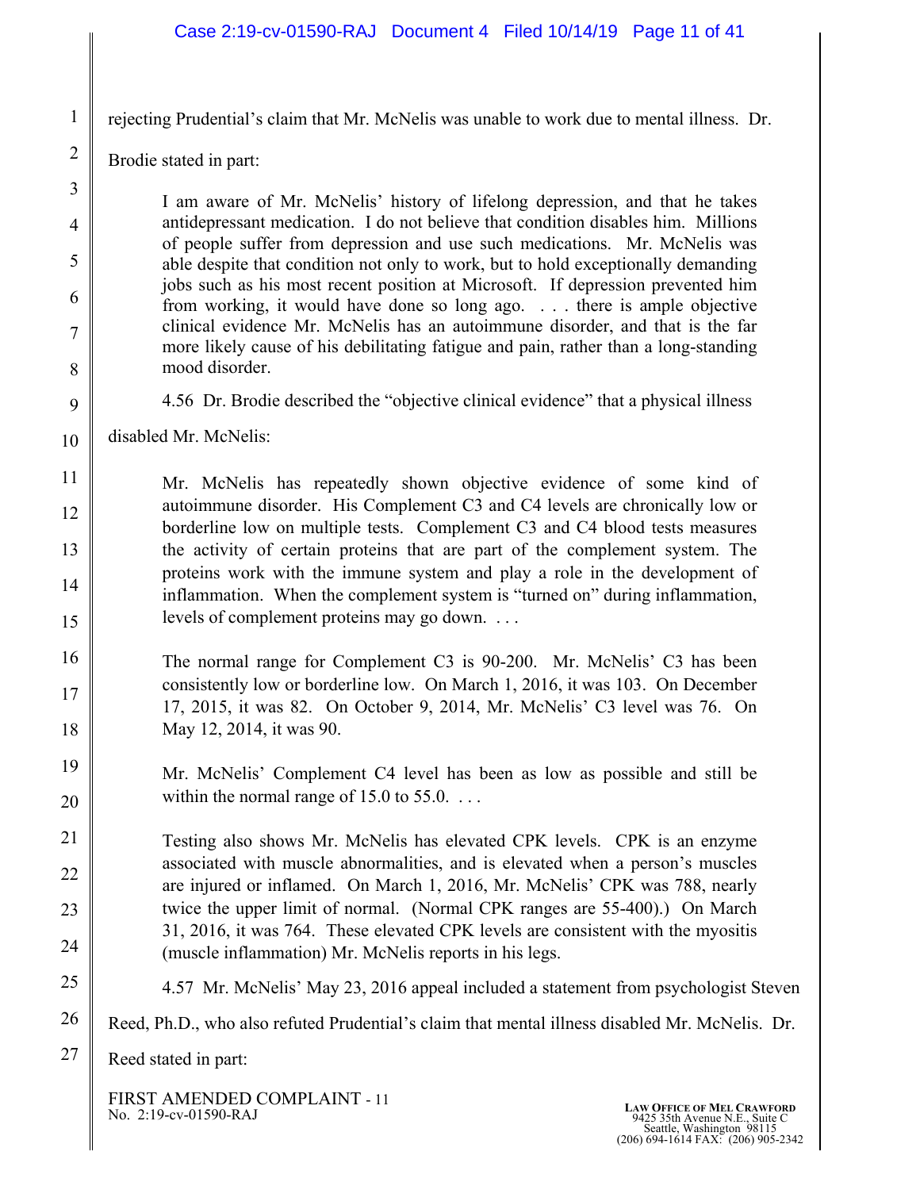rejecting Prudential's claim that Mr. McNelis was unable to work due to mental illness. Dr. Brodie stated in part:

> I am aware of Mr. McNelis' history of lifelong depression, and that he takes antidepressant medication. I do not believe that condition disables him. Millions of people suffer from depression and use such medications. Mr. McNelis was able despite that condition not only to work, but to hold exceptionally demanding jobs such as his most recent position at Microsoft. If depression prevented him from working, it would have done so long ago. . . . there is ample objective clinical evidence Mr. McNelis has an autoimmune disorder, and that is the far more likely cause of his debilitating fatigue and pain, rather than a long-standing mood disorder.

4.56 Dr. Brodie described the "objective clinical evidence" that a physical illness disabled Mr. McNelis:

> Mr. McNelis has repeatedly shown objective evidence of some kind of autoimmune disorder. His Complement C3 and C4 levels are chronically low or borderline low on multiple tests. Complement C3 and C4 blood tests measures the activity of certain proteins that are part of the complement system. The proteins work with the immune system and play a role in the development of inflammation. When the complement system is "turned on" during inflammation, levels of complement proteins may go down. . . .
>
> The normal range for Complement C3 is 90-200. Mr. McNelis' C3 has been consistently low or borderline low. On March 1, 2016, it was 103. On December 17, 2015, it was 82. On October 9, 2014, Mr. McNelis' C3 level was 76. On May 12, 2014, it was 90.
>
> Mr. McNelis' Complement C4 level has been as low as possible and still be within the normal range of 15.0 to 55.0. . . .
>
> Testing also shows Mr. McNelis has elevated CPK levels. CPK is an enzyme associated with muscle abnormalities, and is elevated when a person's muscles are injured or inflamed. On March 1, 2016, Mr. McNelis' CPK was 788, nearly twice the upper limit of normal. (Normal CPK ranges are 55-400).) On March 31, 2016, it was 764. These elevated CPK levels are consistent with the myositis (muscle inflammation) Mr. McNelis reports in his legs.

4.57 Mr. McNelis' May 23, 2016 appeal included a statement from psychologist Steven Reed, Ph.D., who also refuted Prudential's claim that mental illness disabled Mr. McNelis. Dr. Reed stated in part: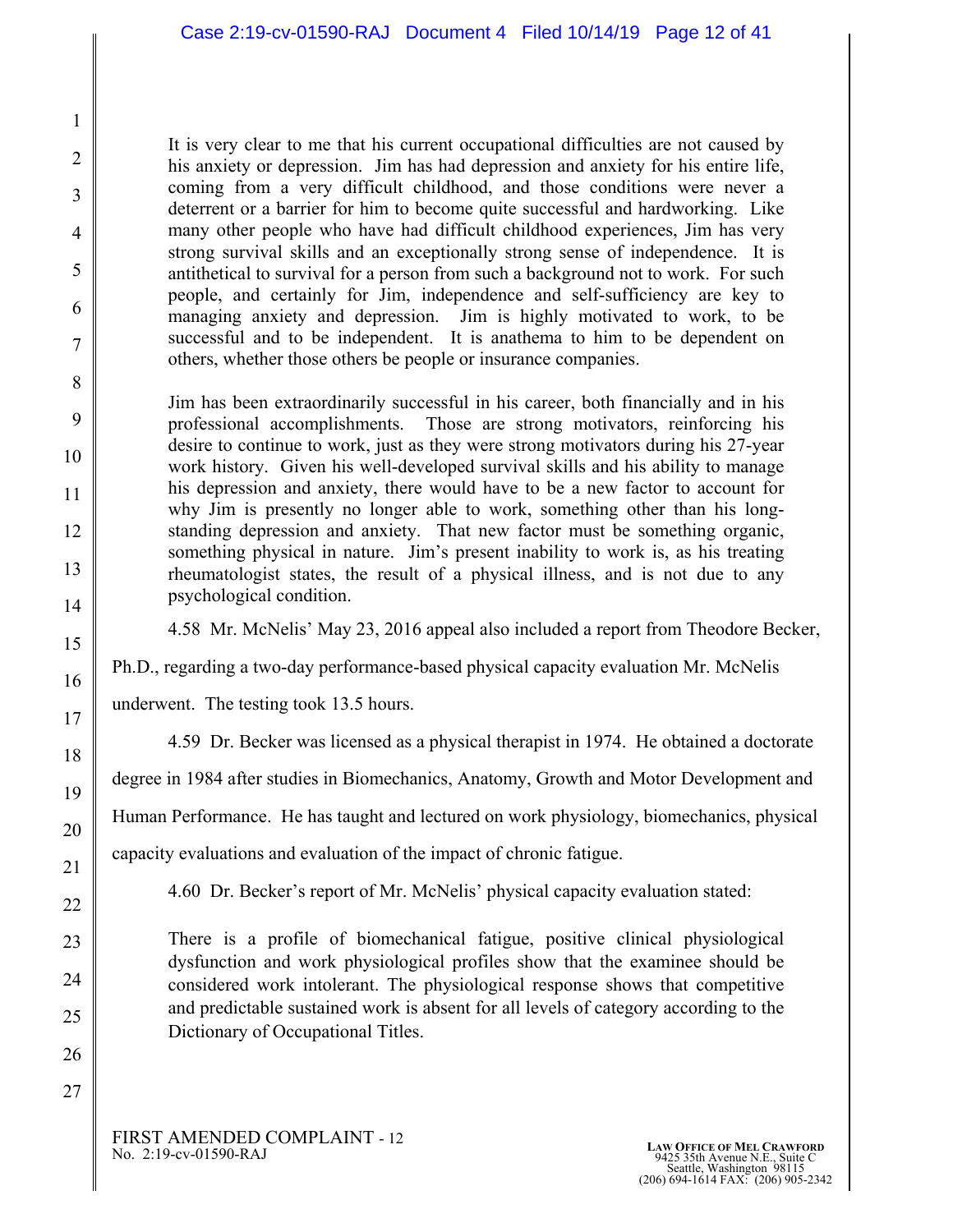> It is very clear to me that his current occupational difficulties are not caused by his anxiety or depression. Jim has had depression and anxiety for his entire life, coming from a very difficult childhood, and those conditions were never a deterrent or a barrier for him to become quite successful and hardworking. Like many other people who have had difficult childhood experiences, Jim has very strong survival skills and an exceptionally strong sense of independence. It is antithetical to survival for a person from such a background not to work. For such people, and certainly for Jim, independence and self-sufficiency are key to managing anxiety and depression. Jim is highly motivated to work, to be successful and to be independent. It is anathema to him to be dependent on others, whether those others be people or insurance companies.
>
> Jim has been extraordinarily successful in his career, both financially and in his professional accomplishments. Those are strong motivators, reinforcing his desire to continue to work, just as they were strong motivators during his 27-year work history. Given his well-developed survival skills and his ability to manage his depression and anxiety, there would have to be a new factor to account for why Jim is presently no longer able to work, something other than his long-standing depression and anxiety. That new factor must be something organic, something physical in nature. Jim's present inability to work is, as his treating rheumatologist states, the result of a physical illness, and is not due to any psychological condition.

4.58 Mr. McNelis' May 23, 2016 appeal also included a report from Theodore Becker, Ph.D., regarding a two-day performance-based physical capacity evaluation Mr. McNelis underwent. The testing took 13.5 hours.

4.59 Dr. Becker was licensed as a physical therapist in 1974. He obtained a doctorate degree in 1984 after studies in Biomechanics, Anatomy, Growth and Motor Development and Human Performance. He has taught and lectured on work physiology, biomechanics, physical capacity evaluations and evaluation of the impact of chronic fatigue.

4.60 Dr. Becker's report of Mr. McNelis' physical capacity evaluation stated:

> There is a profile of biomechanical fatigue, positive clinical physiological dysfunction and work physiological profiles show that the examinee should be considered work intolerant. The physiological response shows that competitive and predictable sustained work is absent for all levels of category according to the Dictionary of Occupational Titles.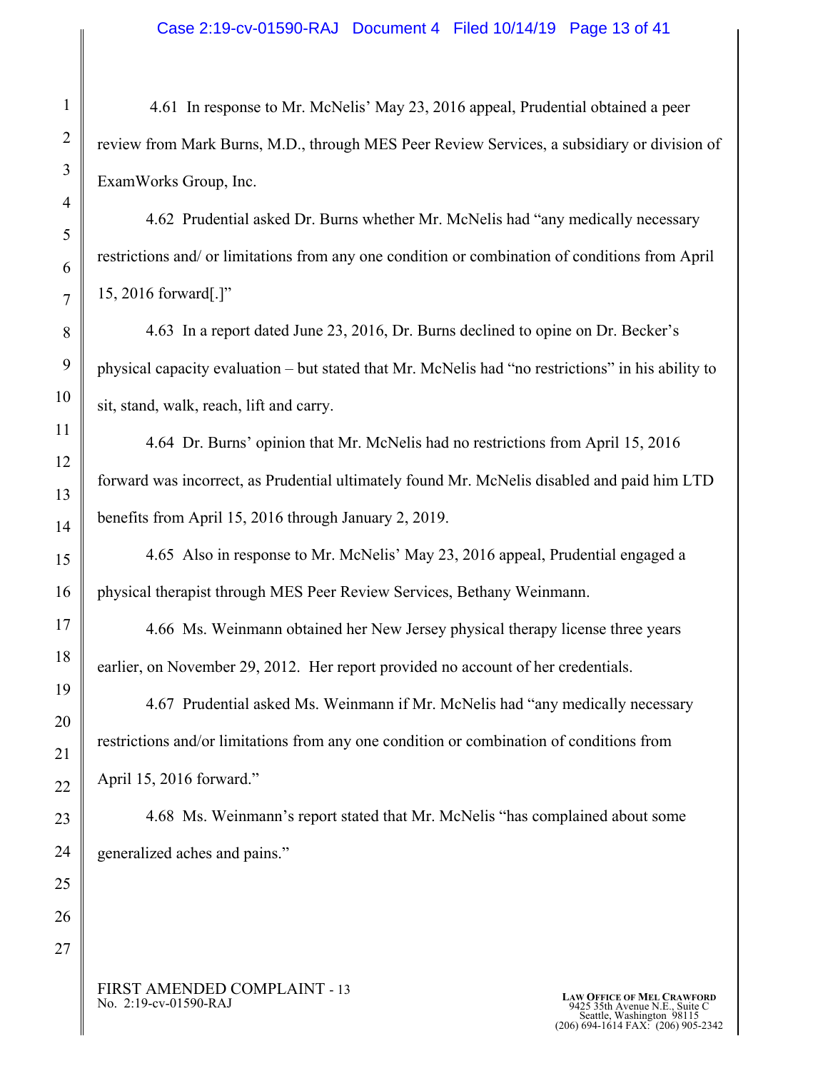4.61 In response to Mr. McNelis' May 23, 2016 appeal, Prudential obtained a peer review from Mark Burns, M.D., through MES Peer Review Services, a subsidiary or division of ExamWorks Group, Inc.

4.62 Prudential asked Dr. Burns whether Mr. McNelis had "any medically necessary restrictions and/ or limitations from any one condition or combination of conditions from April 15, 2016 forward[.]"

4.63 In a report dated June 23, 2016, Dr. Burns declined to opine on Dr. Becker's physical capacity evaluation – but stated that Mr. McNelis had "no restrictions" in his ability to sit, stand, walk, reach, lift and carry.

4.64 Dr. Burns' opinion that Mr. McNelis had no restrictions from April 15, 2016 forward was incorrect, as Prudential ultimately found Mr. McNelis disabled and paid him LTD benefits from April 15, 2016 through January 2, 2019.

4.65 Also in response to Mr. McNelis' May 23, 2016 appeal, Prudential engaged a physical therapist through MES Peer Review Services, Bethany Weinmann.

4.66 Ms. Weinmann obtained her New Jersey physical therapy license three years earlier, on November 29, 2012. Her report provided no account of her credentials.

4.67 Prudential asked Ms. Weinmann if Mr. McNelis had "any medically necessary restrictions and/or limitations from any one condition or combination of conditions from April 15, 2016 forward."

4.68 Ms. Weinmann's report stated that Mr. McNelis "has complained about some generalized aches and pains."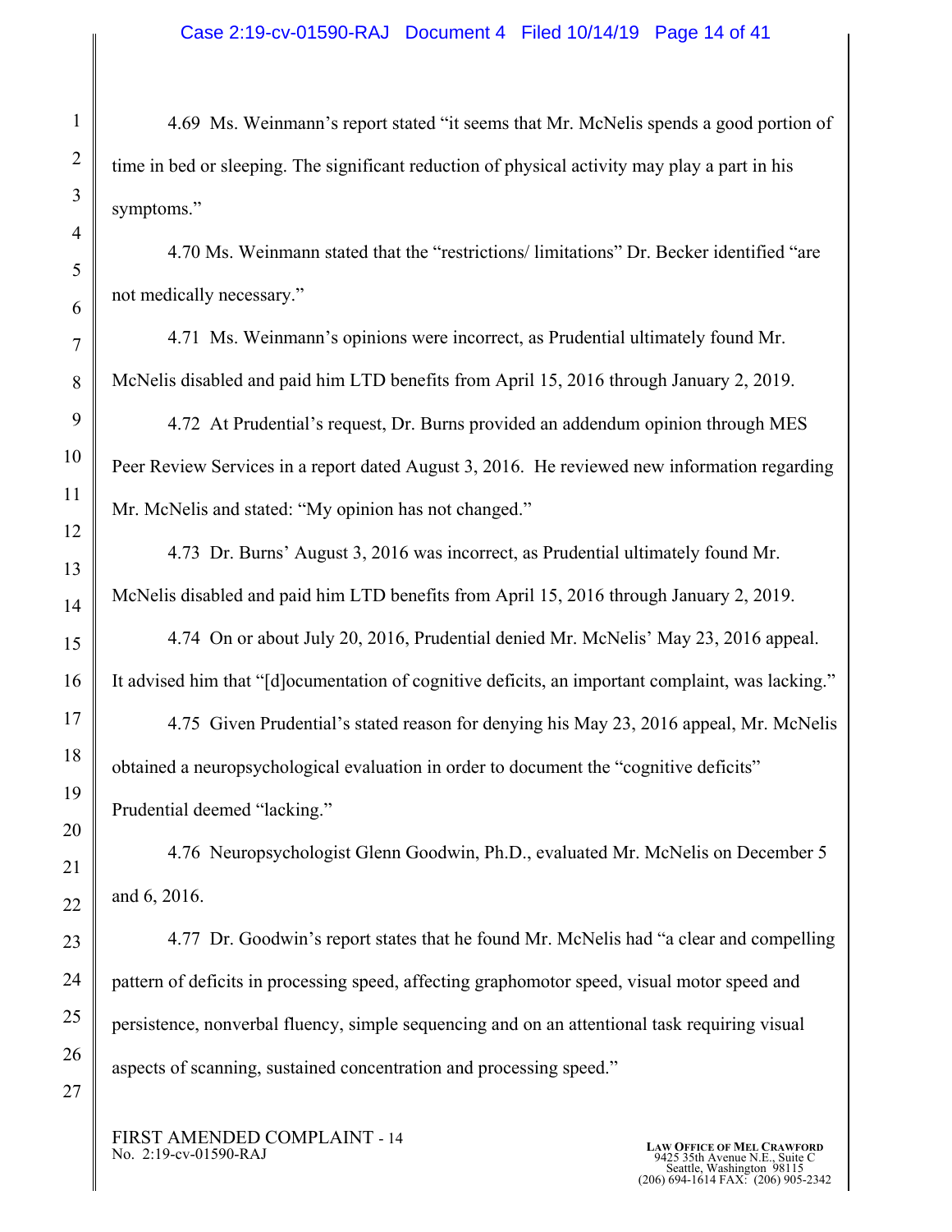4.69 Ms. Weinmann's report stated "it seems that Mr. McNelis spends a good portion of time in bed or sleeping. The significant reduction of physical activity may play a part in his symptoms."

4.70 Ms. Weinmann stated that the "restrictions/ limitations" Dr. Becker identified "are not medically necessary."

4.71 Ms. Weinmann's opinions were incorrect, as Prudential ultimately found Mr. McNelis disabled and paid him LTD benefits from April 15, 2016 through January 2, 2019.

4.72 At Prudential's request, Dr. Burns provided an addendum opinion through MES Peer Review Services in a report dated August 3, 2016. He reviewed new information regarding Mr. McNelis and stated: "My opinion has not changed."

4.73 Dr. Burns' August 3, 2016 was incorrect, as Prudential ultimately found Mr. McNelis disabled and paid him LTD benefits from April 15, 2016 through January 2, 2019.

4.74 On or about July 20, 2016, Prudential denied Mr. McNelis' May 23, 2016 appeal. It advised him that "[d]ocumentation of cognitive deficits, an important complaint, was lacking."

4.75 Given Prudential's stated reason for denying his May 23, 2016 appeal, Mr. McNelis obtained a neuropsychological evaluation in order to document the "cognitive deficits" Prudential deemed "lacking."

4.76 Neuropsychologist Glenn Goodwin, Ph.D., evaluated Mr. McNelis on December 5 and 6, 2016.

4.77 Dr. Goodwin's report states that he found Mr. McNelis had "a clear and compelling pattern of deficits in processing speed, affecting graphomotor speed, visual motor speed and persistence, nonverbal fluency, simple sequencing and on an attentional task requiring visual aspects of scanning, sustained concentration and processing speed."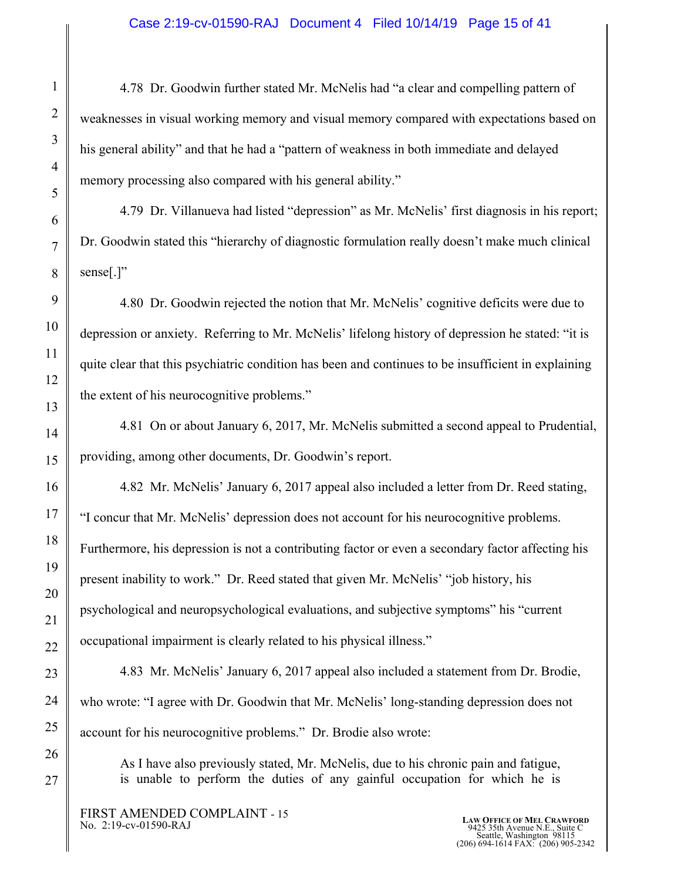4.78 Dr. Goodwin further stated Mr. McNelis had "a clear and compelling pattern of weaknesses in visual working memory and visual memory compared with expectations based on his general ability" and that he had a "pattern of weakness in both immediate and delayed memory processing also compared with his general ability."

4.79 Dr. Villanueva had listed "depression" as Mr. McNelis' first diagnosis in his report; Dr. Goodwin stated this "hierarchy of diagnostic formulation really doesn't make much clinical sense[.]"

4.80 Dr. Goodwin rejected the notion that Mr. McNelis' cognitive deficits were due to depression or anxiety. Referring to Mr. McNelis' lifelong history of depression he stated: "it is quite clear that this psychiatric condition has been and continues to be insufficient in explaining the extent of his neurocognitive problems."

4.81 On or about January 6, 2017, Mr. McNelis submitted a second appeal to Prudential, providing, among other documents, Dr. Goodwin's report.

4.82 Mr. McNelis' January 6, 2017 appeal also included a letter from Dr. Reed stating, "I concur that Mr. McNelis' depression does not account for his neurocognitive problems. Furthermore, his depression is not a contributing factor or even a secondary factor affecting his present inability to work." Dr. Reed stated that given Mr. McNelis' "job history, his psychological and neuropsychological evaluations, and subjective symptoms" his "current occupational impairment is clearly related to his physical illness."

4.83 Mr. McNelis' January 6, 2017 appeal also included a statement from Dr. Brodie, who wrote: "I agree with Dr. Goodwin that Mr. McNelis' long-standing depression does not account for his neurocognitive problems." Dr. Brodie also wrote:

> As I have also previously stated, Mr. McNelis, due to his chronic pain and fatigue, is unable to perform the duties of any gainful occupation for which he is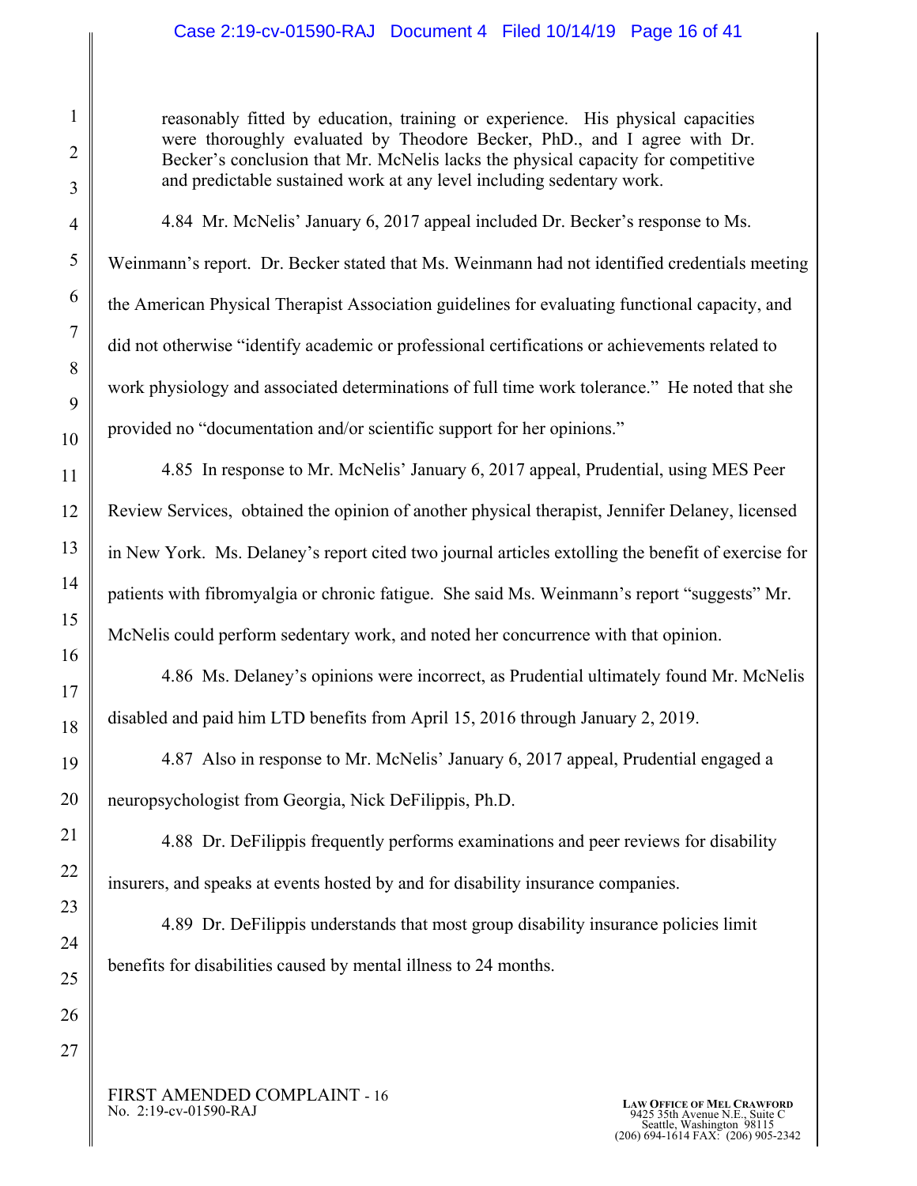> reasonably fitted by education, training or experience. His physical capacities were thoroughly evaluated by Theodore Becker, PhD., and I agree with Dr. Becker's conclusion that Mr. McNelis lacks the physical capacity for competitive and predictable sustained work at any level including sedentary work.

4.84 Mr. McNelis' January 6, 2017 appeal included Dr. Becker's response to Ms. Weinmann's report. Dr. Becker stated that Ms. Weinmann had not identified credentials meeting the American Physical Therapist Association guidelines for evaluating functional capacity, and did not otherwise "identify academic or professional certifications or achievements related to work physiology and associated determinations of full time work tolerance." He noted that she provided no "documentation and/or scientific support for her opinions."

4.85 In response to Mr. McNelis' January 6, 2017 appeal, Prudential, using MES Peer Review Services, obtained the opinion of another physical therapist, Jennifer Delaney, licensed in New York. Ms. Delaney's report cited two journal articles extolling the benefit of exercise for patients with fibromyalgia or chronic fatigue. She said Ms. Weinmann's report "suggests" Mr. McNelis could perform sedentary work, and noted her concurrence with that opinion.

4.86 Ms. Delaney's opinions were incorrect, as Prudential ultimately found Mr. McNelis disabled and paid him LTD benefits from April 15, 2016 through January 2, 2019.

4.87 Also in response to Mr. McNelis' January 6, 2017 appeal, Prudential engaged a neuropsychologist from Georgia, Nick DeFilippis, Ph.D.

4.88 Dr. DeFilippis frequently performs examinations and peer reviews for disability insurers, and speaks at events hosted by and for disability insurance companies.

4.89 Dr. DeFilippis understands that most group disability insurance policies limit benefits for disabilities caused by mental illness to 24 months.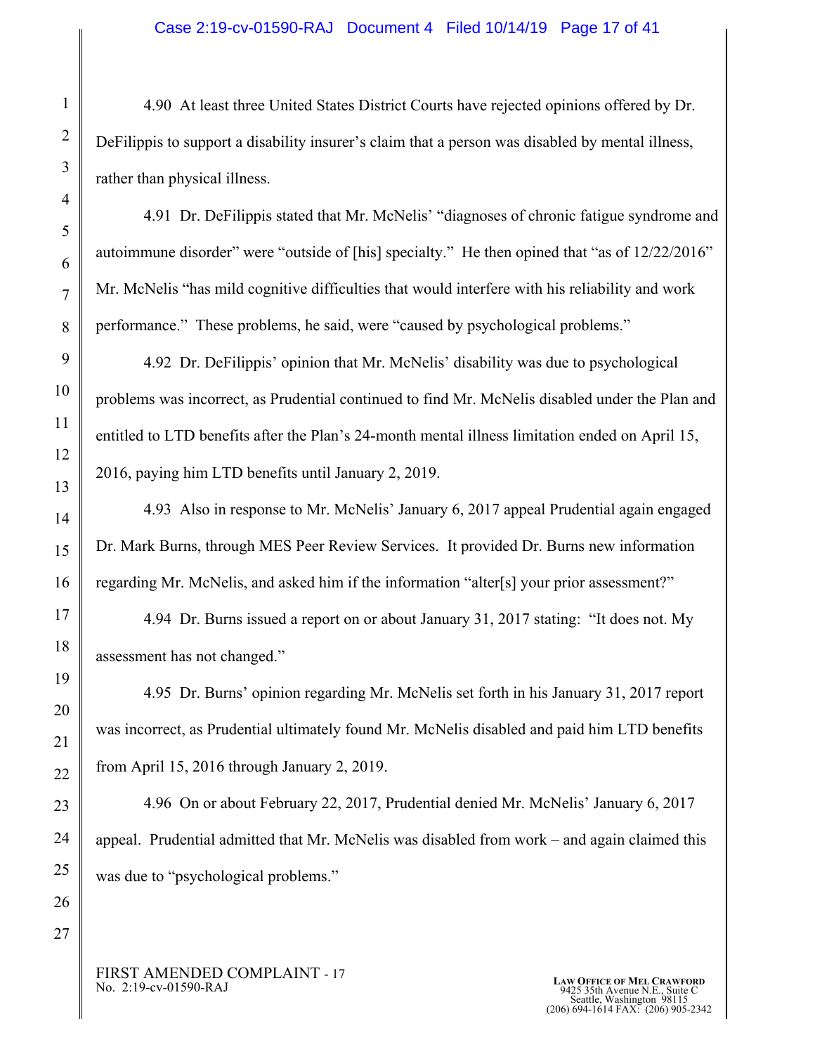4.90 At least three United States District Courts have rejected opinions offered by Dr. DeFilippis to support a disability insurer's claim that a person was disabled by mental illness, rather than physical illness.

4.91 Dr. DeFilippis stated that Mr. McNelis' "diagnoses of chronic fatigue syndrome and autoimmune disorder" were "outside of [his] specialty." He then opined that "as of 12/22/2016" Mr. McNelis "has mild cognitive difficulties that would interfere with his reliability and work performance." These problems, he said, were "caused by psychological problems."

4.92 Dr. DeFilippis' opinion that Mr. McNelis' disability was due to psychological problems was incorrect, as Prudential continued to find Mr. McNelis disabled under the Plan and entitled to LTD benefits after the Plan's 24-month mental illness limitation ended on April 15, 2016, paying him LTD benefits until January 2, 2019.

4.93 Also in response to Mr. McNelis' January 6, 2017 appeal Prudential again engaged Dr. Mark Burns, through MES Peer Review Services. It provided Dr. Burns new information regarding Mr. McNelis, and asked him if the information "alter[s] your prior assessment?"

4.94 Dr. Burns issued a report on or about January 31, 2017 stating: "It does not. My assessment has not changed."

4.95 Dr. Burns' opinion regarding Mr. McNelis set forth in his January 31, 2017 report was incorrect, as Prudential ultimately found Mr. McNelis disabled and paid him LTD benefits from April 15, 2016 through January 2, 2019.

4.96 On or about February 22, 2017, Prudential denied Mr. McNelis' January 6, 2017 appeal. Prudential admitted that Mr. McNelis was disabled from work – and again claimed this was due to "psychological problems."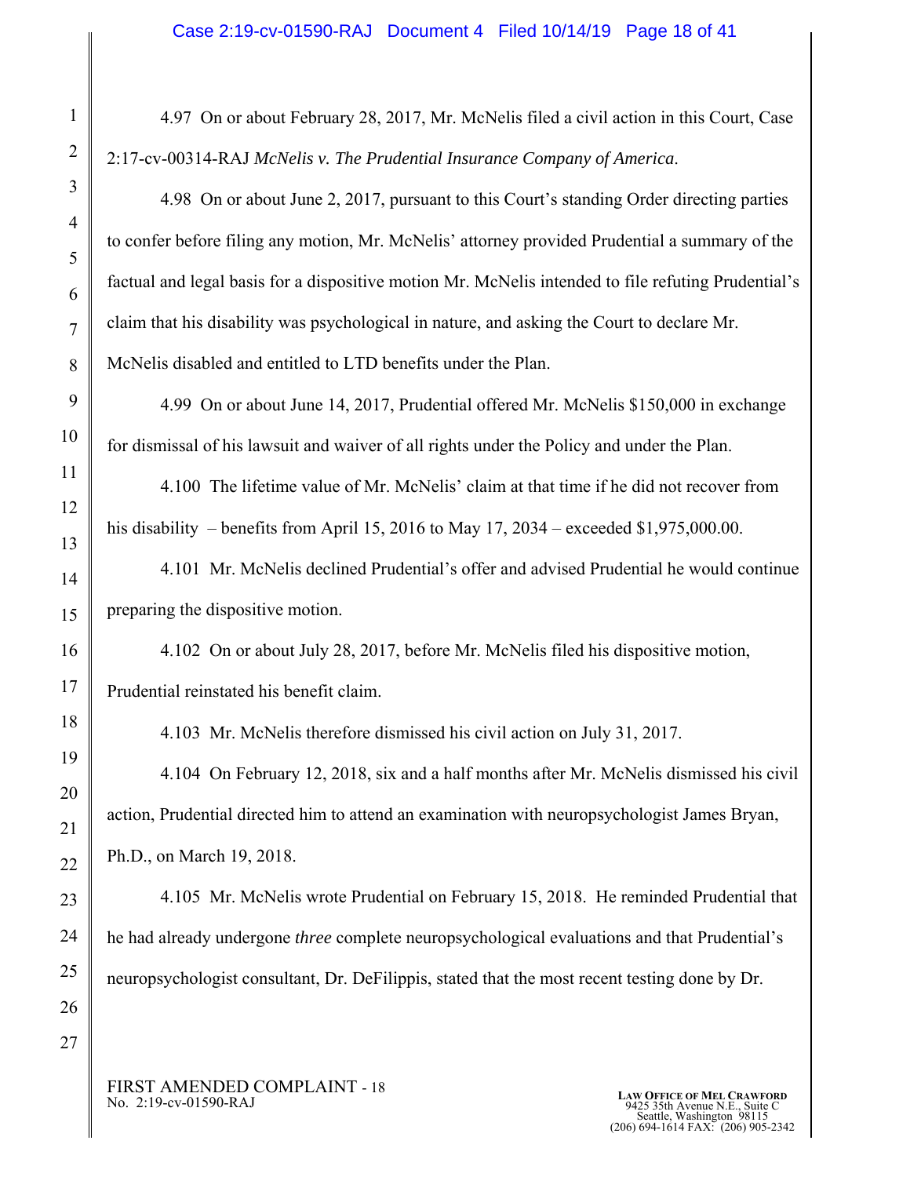4.97 On or about February 28, 2017, Mr. McNelis filed a civil action in this Court, Case 2:17-cv-00314-RAJ *McNelis v. The Prudential Insurance Company of America*.

4.98 On or about June 2, 2017, pursuant to this Court's standing Order directing parties to confer before filing any motion, Mr. McNelis' attorney provided Prudential a summary of the factual and legal basis for a dispositive motion Mr. McNelis intended to file refuting Prudential's claim that his disability was psychological in nature, and asking the Court to declare Mr. McNelis disabled and entitled to LTD benefits under the Plan.

4.99 On or about June 14, 2017, Prudential offered Mr. McNelis $150,000 in exchange for dismissal of his lawsuit and waiver of all rights under the Policy and under the Plan.

4.100 The lifetime value of Mr. McNelis' claim at that time if he did not recover from his disability – benefits from April 15, 2016 to May 17, 2034 – exceeded $1,975,000.00.

4.101 Mr. McNelis declined Prudential's offer and advised Prudential he would continue preparing the dispositive motion.

4.102 On or about July 28, 2017, before Mr. McNelis filed his dispositive motion, Prudential reinstated his benefit claim.

4.103 Mr. McNelis therefore dismissed his civil action on July 31, 2017.

4.104 On February 12, 2018, six and a half months after Mr. McNelis dismissed his civil action, Prudential directed him to attend an examination with neuropsychologist James Bryan, Ph.D., on March 19, 2018.

4.105 Mr. McNelis wrote Prudential on February 15, 2018. He reminded Prudential that he had already undergone *three* complete neuropsychological evaluations and that Prudential's neuropsychologist consultant, Dr. DeFilippis, stated that the most recent testing done by Dr.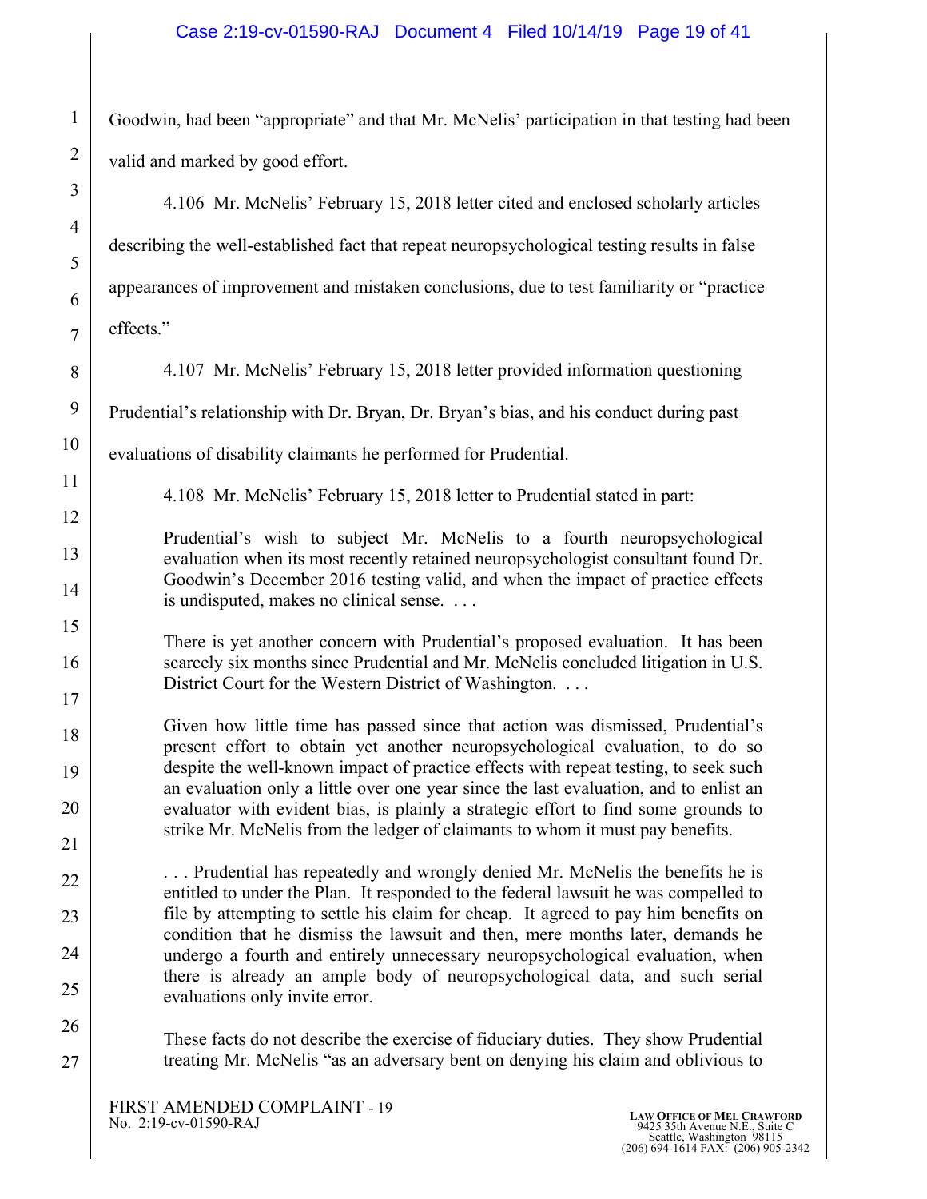Goodwin, had been "appropriate" and that Mr. McNelis' participation in that testing had been valid and marked by good effort.

4.106 Mr. McNelis' February 15, 2018 letter cited and enclosed scholarly articles describing the well-established fact that repeat neuropsychological testing results in false appearances of improvement and mistaken conclusions, due to test familiarity or "practice effects."

4.107 Mr. McNelis' February 15, 2018 letter provided information questioning Prudential's relationship with Dr. Bryan, Dr. Bryan's bias, and his conduct during past evaluations of disability claimants he performed for Prudential.

4.108 Mr. McNelis' February 15, 2018 letter to Prudential stated in part:

> Prudential's wish to subject Mr. McNelis to a fourth neuropsychological evaluation when its most recently retained neuropsychologist consultant found Dr. Goodwin's December 2016 testing valid, and when the impact of practice effects is undisputed, makes no clinical sense. . . .
>
> There is yet another concern with Prudential's proposed evaluation. It has been scarcely six months since Prudential and Mr. McNelis concluded litigation in U.S. District Court for the Western District of Washington. . . .
>
> Given how little time has passed since that action was dismissed, Prudential's present effort to obtain yet another neuropsychological evaluation, to do so despite the well-known impact of practice effects with repeat testing, to seek such an evaluation only a little over one year since the last evaluation, and to enlist an evaluator with evident bias, is plainly a strategic effort to find some grounds to strike Mr. McNelis from the ledger of claimants to whom it must pay benefits.
>
> . . . Prudential has repeatedly and wrongly denied Mr. McNelis the benefits he is entitled to under the Plan. It responded to the federal lawsuit he was compelled to file by attempting to settle his claim for cheap. It agreed to pay him benefits on condition that he dismiss the lawsuit and then, mere months later, demands he undergo a fourth and entirely unnecessary neuropsychological evaluation, when there is already an ample body of neuropsychological data, and such serial evaluations only invite error.
>
> These facts do not describe the exercise of fiduciary duties. They show Prudential treating Mr. McNelis "as an adversary bent on denying his claim and oblivious to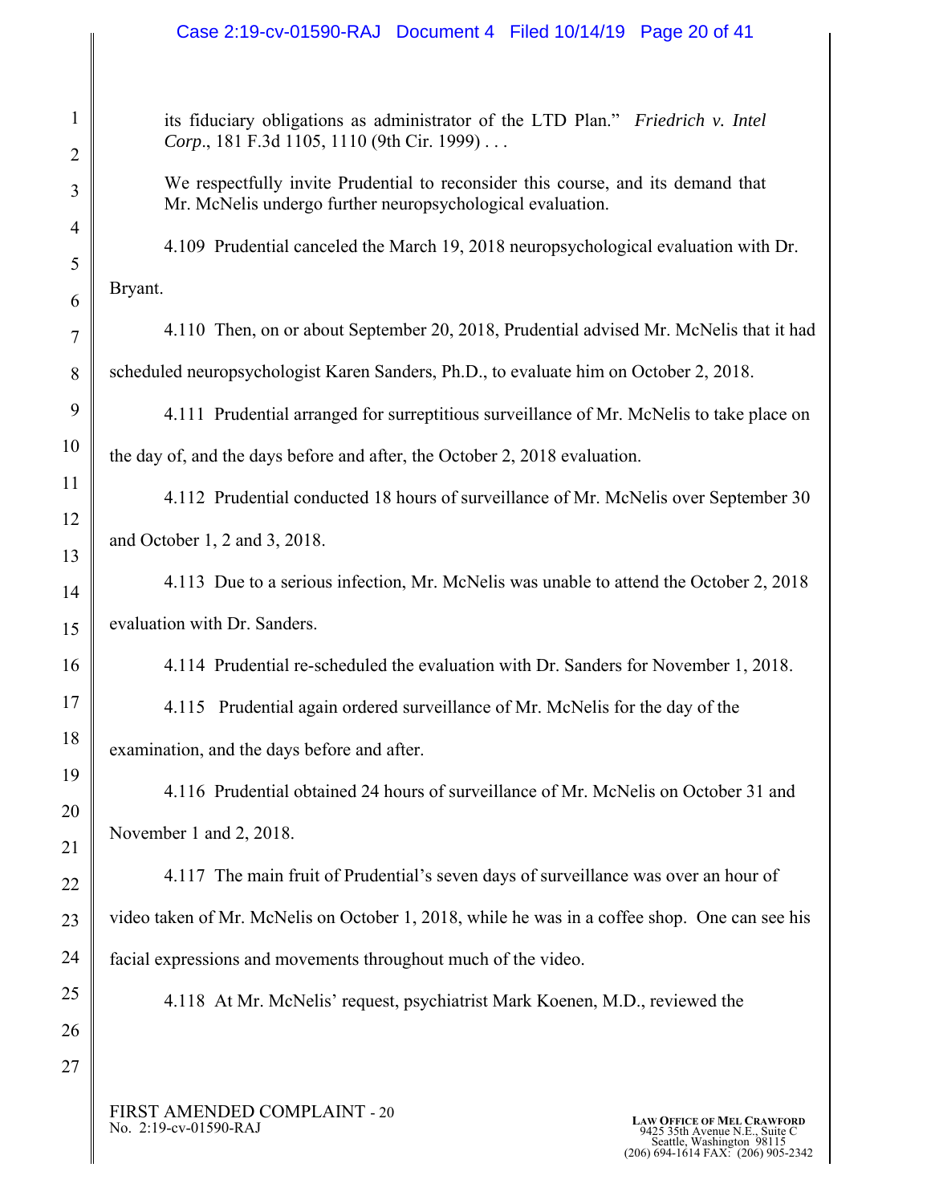its fiduciary obligations as administrator of the LTD Plan." *Friedrich v. Intel Corp*., 181 F.3d 1105, 1110 (9th Cir. 1999) . . .

We respectfully invite Prudential to reconsider this course, and its demand that Mr. McNelis undergo further neuropsychological evaluation.

4.109 Prudential canceled the March 19, 2018 neuropsychological evaluation with Dr. Bryant.

4.110 Then, on or about September 20, 2018, Prudential advised Mr. McNelis that it had scheduled neuropsychologist Karen Sanders, Ph.D., to evaluate him on October 2, 2018.

4.111 Prudential arranged for surreptitious surveillance of Mr. McNelis to take place on the day of, and the days before and after, the October 2, 2018 evaluation.

4.112 Prudential conducted 18 hours of surveillance of Mr. McNelis over September 30 and October 1, 2 and 3, 2018.

4.113 Due to a serious infection, Mr. McNelis was unable to attend the October 2, 2018 evaluation with Dr. Sanders.

4.114 Prudential re-scheduled the evaluation with Dr. Sanders for November 1, 2018.

4.115 Prudential again ordered surveillance of Mr. McNelis for the day of the examination, and the days before and after.

4.116 Prudential obtained 24 hours of surveillance of Mr. McNelis on October 31 and November 1 and 2, 2018.

4.117 The main fruit of Prudential's seven days of surveillance was over an hour of video taken of Mr. McNelis on October 1, 2018, while he was in a coffee shop. One can see his facial expressions and movements throughout much of the video.

4.118 At Mr. McNelis' request, psychiatrist Mark Koenen, M.D., reviewed the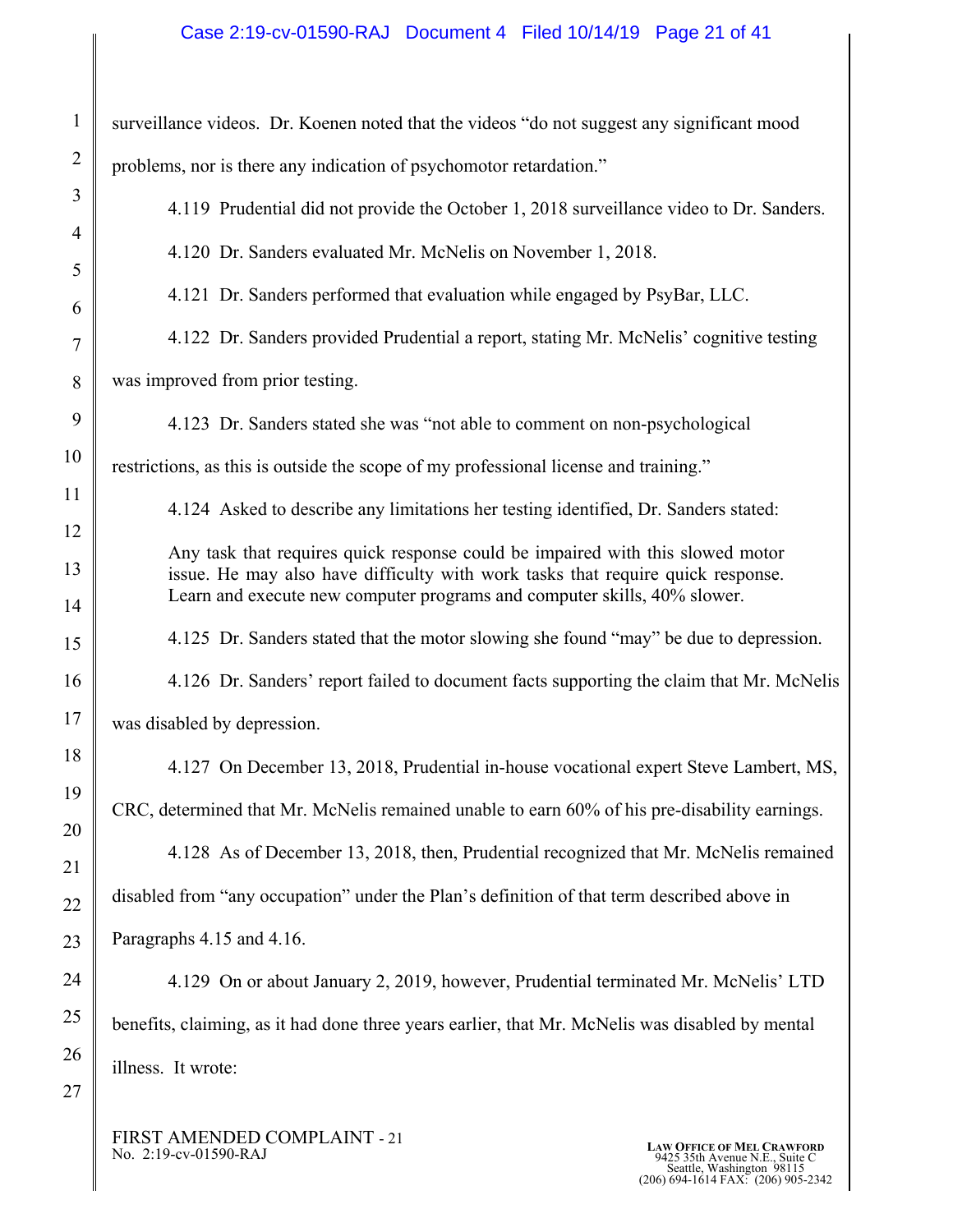surveillance videos. Dr. Koenen noted that the videos "do not suggest any significant mood problems, nor is there any indication of psychomotor retardation."

4.119 Prudential did not provide the October 1, 2018 surveillance video to Dr. Sanders.

4.120 Dr. Sanders evaluated Mr. McNelis on November 1, 2018.

4.121 Dr. Sanders performed that evaluation while engaged by PsyBar, LLC.

4.122 Dr. Sanders provided Prudential a report, stating Mr. McNelis' cognitive testing was improved from prior testing.

4.123 Dr. Sanders stated she was "not able to comment on non-psychological restrictions, as this is outside the scope of my professional license and training."

4.124 Asked to describe any limitations her testing identified, Dr. Sanders stated:

> Any task that requires quick response could be impaired with this slowed motor issue. He may also have difficulty with work tasks that require quick response. Learn and execute new computer programs and computer skills, 40% slower.

4.125 Dr. Sanders stated that the motor slowing she found "may" be due to depression.

4.126 Dr. Sanders' report failed to document facts supporting the claim that Mr. McNelis was disabled by depression.

4.127 On December 13, 2018, Prudential in-house vocational expert Steve Lambert, MS, CRC, determined that Mr. McNelis remained unable to earn 60% of his pre-disability earnings.

4.128 As of December 13, 2018, then, Prudential recognized that Mr. McNelis remained disabled from "any occupation" under the Plan's definition of that term described above in Paragraphs 4.15 and 4.16.

4.129 On or about January 2, 2019, however, Prudential terminated Mr. McNelis' LTD benefits, claiming, as it had done three years earlier, that Mr. McNelis was disabled by mental illness. It wrote: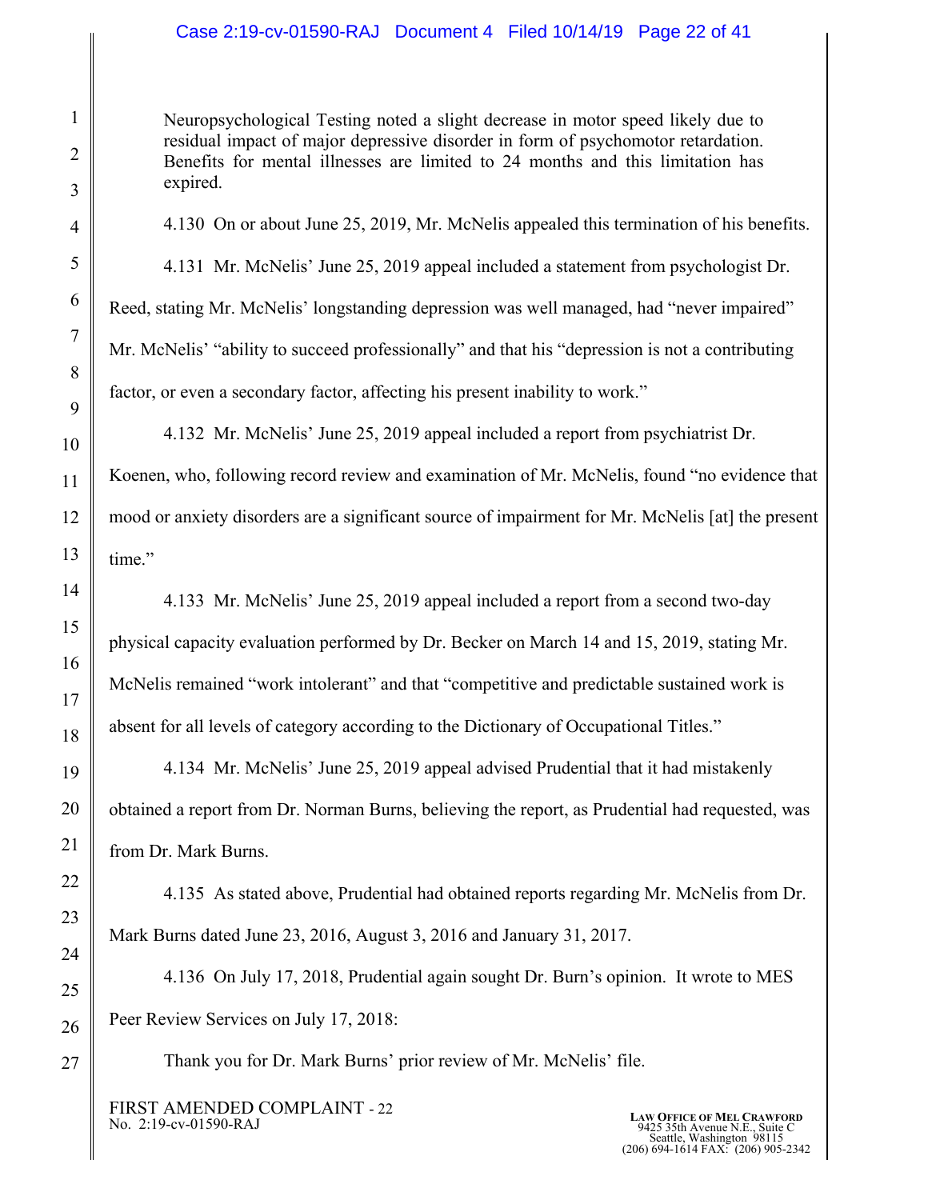> Neuropsychological Testing noted a slight decrease in motor speed likely due to residual impact of major depressive disorder in form of psychomotor retardation. Benefits for mental illnesses are limited to 24 months and this limitation has expired.

4.130 On or about June 25, 2019, Mr. McNelis appealed this termination of his benefits.

4.131 Mr. McNelis' June 25, 2019 appeal included a statement from psychologist Dr. Reed, stating Mr. McNelis' longstanding depression was well managed, had "never impaired" Mr. McNelis' "ability to succeed professionally" and that his "depression is not a contributing factor, or even a secondary factor, affecting his present inability to work."

4.132 Mr. McNelis' June 25, 2019 appeal included a report from psychiatrist Dr. Koenen, who, following record review and examination of Mr. McNelis, found "no evidence that mood or anxiety disorders are a significant source of impairment for Mr. McNelis [at] the present time."

4.133 Mr. McNelis' June 25, 2019 appeal included a report from a second two-day physical capacity evaluation performed by Dr. Becker on March 14 and 15, 2019, stating Mr. McNelis remained "work intolerant" and that "competitive and predictable sustained work is absent for all levels of category according to the Dictionary of Occupational Titles."

4.134 Mr. McNelis' June 25, 2019 appeal advised Prudential that it had mistakenly obtained a report from Dr. Norman Burns, believing the report, as Prudential had requested, was from Dr. Mark Burns.

4.135 As stated above, Prudential had obtained reports regarding Mr. McNelis from Dr. Mark Burns dated June 23, 2016, August 3, 2016 and January 31, 2017.

4.136 On July 17, 2018, Prudential again sought Dr. Burn's opinion. It wrote to MES Peer Review Services on July 17, 2018:

> Thank you for Dr. Mark Burns' prior review of Mr. McNelis' file.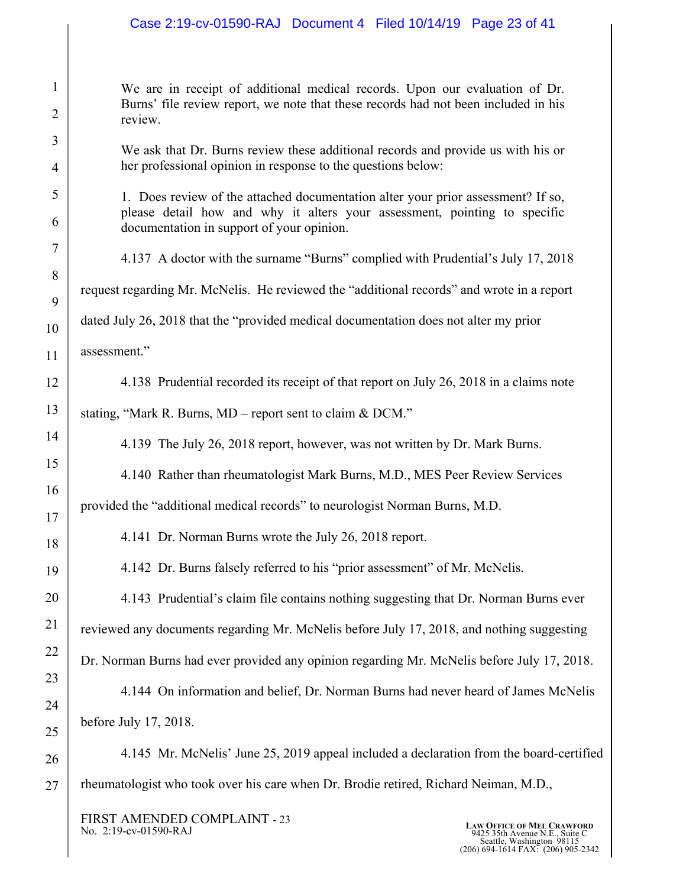> We are in receipt of additional medical records. Upon our evaluation of Dr. Burns' file review report, we note that these records had not been included in his review.
>
> We ask that Dr. Burns review these additional records and provide us with his or her professional opinion in response to the questions below:
>
> 1. Does review of the attached documentation alter your prior assessment? If so, please detail how and why it alters your assessment, pointing to specific documentation in support of your opinion.

4.137 A doctor with the surname "Burns" complied with Prudential's July 17, 2018 request regarding Mr. McNelis. He reviewed the "additional records" and wrote in a report dated July 26, 2018 that the "provided medical documentation does not alter my prior assessment."

4.138 Prudential recorded its receipt of that report on July 26, 2018 in a claims note stating, "Mark R. Burns, MD – report sent to claim & DCM."

4.139 The July 26, 2018 report, however, was not written by Dr. Mark Burns.

4.140 Rather than rheumatologist Mark Burns, M.D., MES Peer Review Services provided the "additional medical records" to neurologist Norman Burns, M.D.

4.141 Dr. Norman Burns wrote the July 26, 2018 report.

4.142 Dr. Burns falsely referred to his "prior assessment" of Mr. McNelis.

4.143 Prudential's claim file contains nothing suggesting that Dr. Norman Burns ever reviewed any documents regarding Mr. McNelis before July 17, 2018, and nothing suggesting Dr. Norman Burns had ever provided any opinion regarding Mr. McNelis before July 17, 2018.

4.144 On information and belief, Dr. Norman Burns had never heard of James McNelis before July 17, 2018.

4.145 Mr. McNelis' June 25, 2019 appeal included a declaration from the board-certified rheumatologist who took over his care when Dr. Brodie retired, Richard Neiman, M.D.,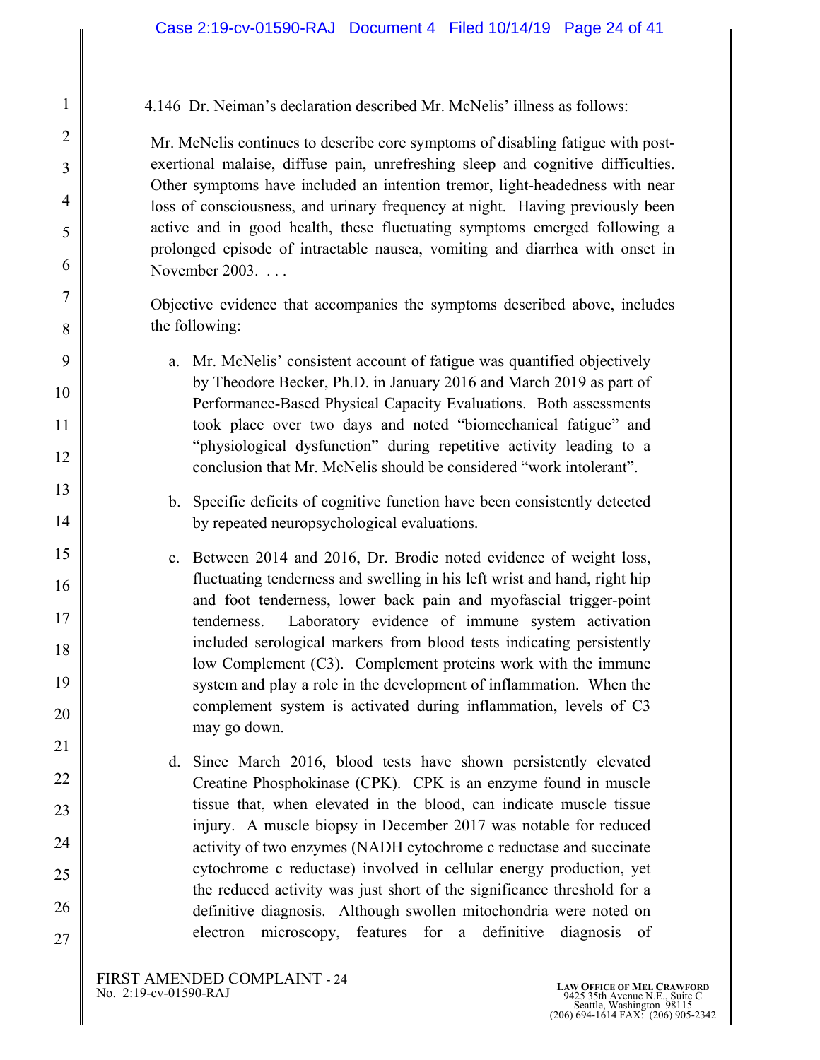4.146 Dr. Neiman's declaration described Mr. McNelis' illness as follows:

> Mr. McNelis continues to describe core symptoms of disabling fatigue with post-exertional malaise, diffuse pain, unrefreshing sleep and cognitive difficulties. Other symptoms have included an intention tremor, light-headedness with near loss of consciousness, and urinary frequency at night. Having previously been active and in good health, these fluctuating symptoms emerged following a prolonged episode of intractable nausea, vomiting and diarrhea with onset in November 2003. . . .
>
> Objective evidence that accompanies the symptoms described above, includes the following:
>
> a. Mr. McNelis' consistent account of fatigue was quantified objectively by Theodore Becker, Ph.D. in January 2016 and March 2019 as part of Performance-Based Physical Capacity Evaluations. Both assessments took place over two days and noted "biomechanical fatigue" and "physiological dysfunction" during repetitive activity leading to a conclusion that Mr. McNelis should be considered "work intolerant".
>
> b. Specific deficits of cognitive function have been consistently detected by repeated neuropsychological evaluations.
>
> c. Between 2014 and 2016, Dr. Brodie noted evidence of weight loss, fluctuating tenderness and swelling in his left wrist and hand, right hip and foot tenderness, lower back pain and myofascial trigger-point tenderness. Laboratory evidence of immune system activation included serological markers from blood tests indicating persistently low Complement (C3). Complement proteins work with the immune system and play a role in the development of inflammation. When the complement system is activated during inflammation, levels of C3 may go down.
>
> d. Since March 2016, blood tests have shown persistently elevated Creatine Phosphokinase (CPK). CPK is an enzyme found in muscle tissue that, when elevated in the blood, can indicate muscle tissue injury. A muscle biopsy in December 2017 was notable for reduced activity of two enzymes (NADH cytochrome c reductase and succinate cytochrome c reductase) involved in cellular energy production, yet the reduced activity was just short of the significance threshold for a definitive diagnosis. Although swollen mitochondria were noted on electron microscopy, features for a definitive diagnosis of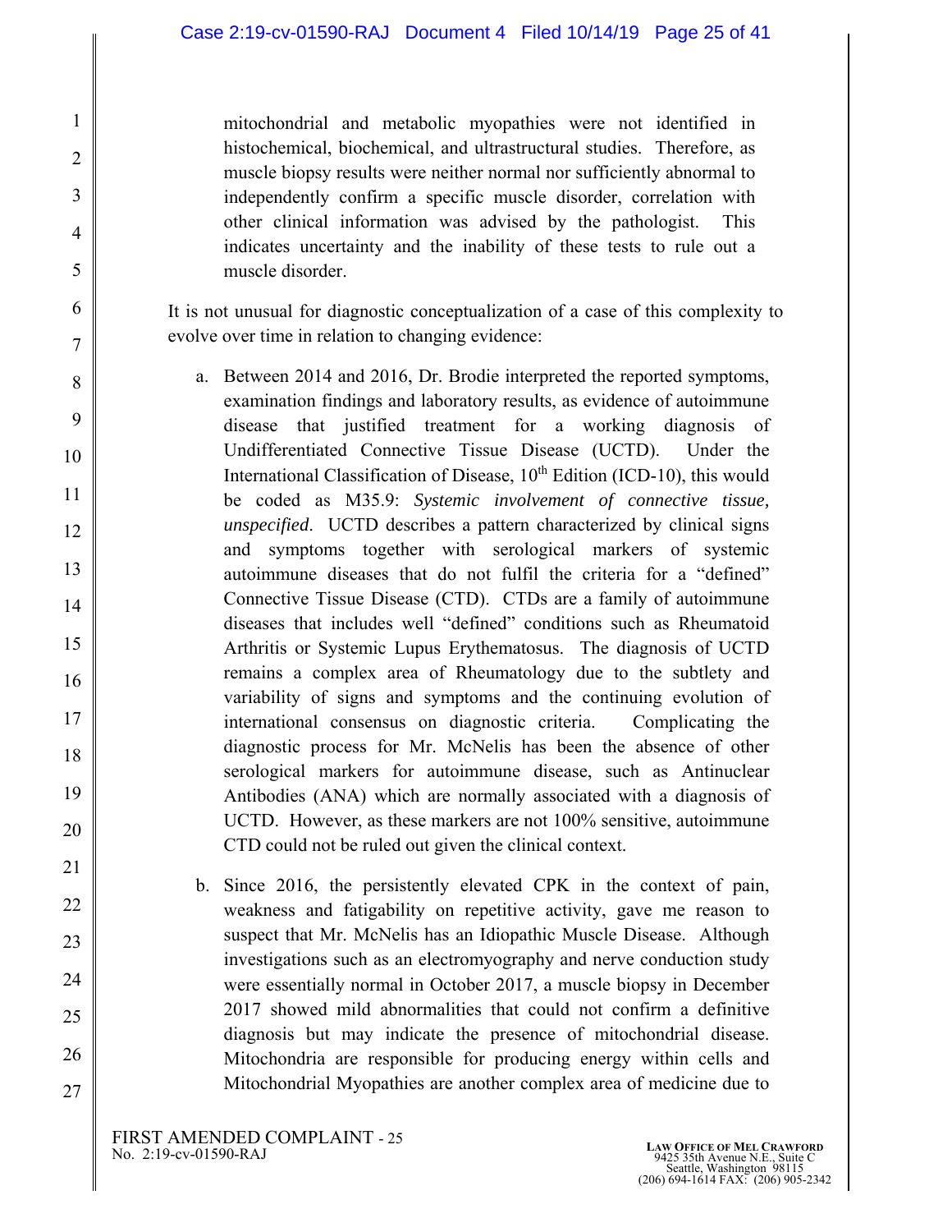mitochondrial and metabolic myopathies were not identified in histochemical, biochemical, and ultrastructural studies. Therefore, as muscle biopsy results were neither normal nor sufficiently abnormal to independently confirm a specific muscle disorder, correlation with other clinical information was advised by the pathologist. This indicates uncertainty and the inability of these tests to rule out a muscle disorder.

It is not unusual for diagnostic conceptualization of a case of this complexity to evolve over time in relation to changing evidence:

a. Between 2014 and 2016, Dr. Brodie interpreted the reported symptoms, examination findings and laboratory results, as evidence of autoimmune disease that justified treatment for a working diagnosis of Undifferentiated Connective Tissue Disease (UCTD). Under the International Classification of Disease, 10th Edition (ICD-10), this would be coded as M35.9: *Systemic involvement of connective tissue, unspecified*. UCTD describes a pattern characterized by clinical signs and symptoms together with serological markers of systemic autoimmune diseases that do not fulfil the criteria for a "defined" Connective Tissue Disease (CTD). CTDs are a family of autoimmune diseases that includes well "defined" conditions such as Rheumatoid Arthritis or Systemic Lupus Erythematosus. The diagnosis of UCTD remains a complex area of Rheumatology due to the subtlety and variability of signs and symptoms and the continuing evolution of international consensus on diagnostic criteria. Complicating the diagnostic process for Mr. McNelis has been the absence of other serological markers for autoimmune disease, such as Antinuclear Antibodies (ANA) which are normally associated with a diagnosis of UCTD. However, as these markers are not 100% sensitive, autoimmune CTD could not be ruled out given the clinical context.

b. Since 2016, the persistently elevated CPK in the context of pain, weakness and fatigability on repetitive activity, gave me reason to suspect that Mr. McNelis has an Idiopathic Muscle Disease. Although investigations such as an electromyography and nerve conduction study were essentially normal in October 2017, a muscle biopsy in December 2017 showed mild abnormalities that could not confirm a definitive diagnosis but may indicate the presence of mitochondrial disease. Mitochondria are responsible for producing energy within cells and Mitochondrial Myopathies are another complex area of medicine due to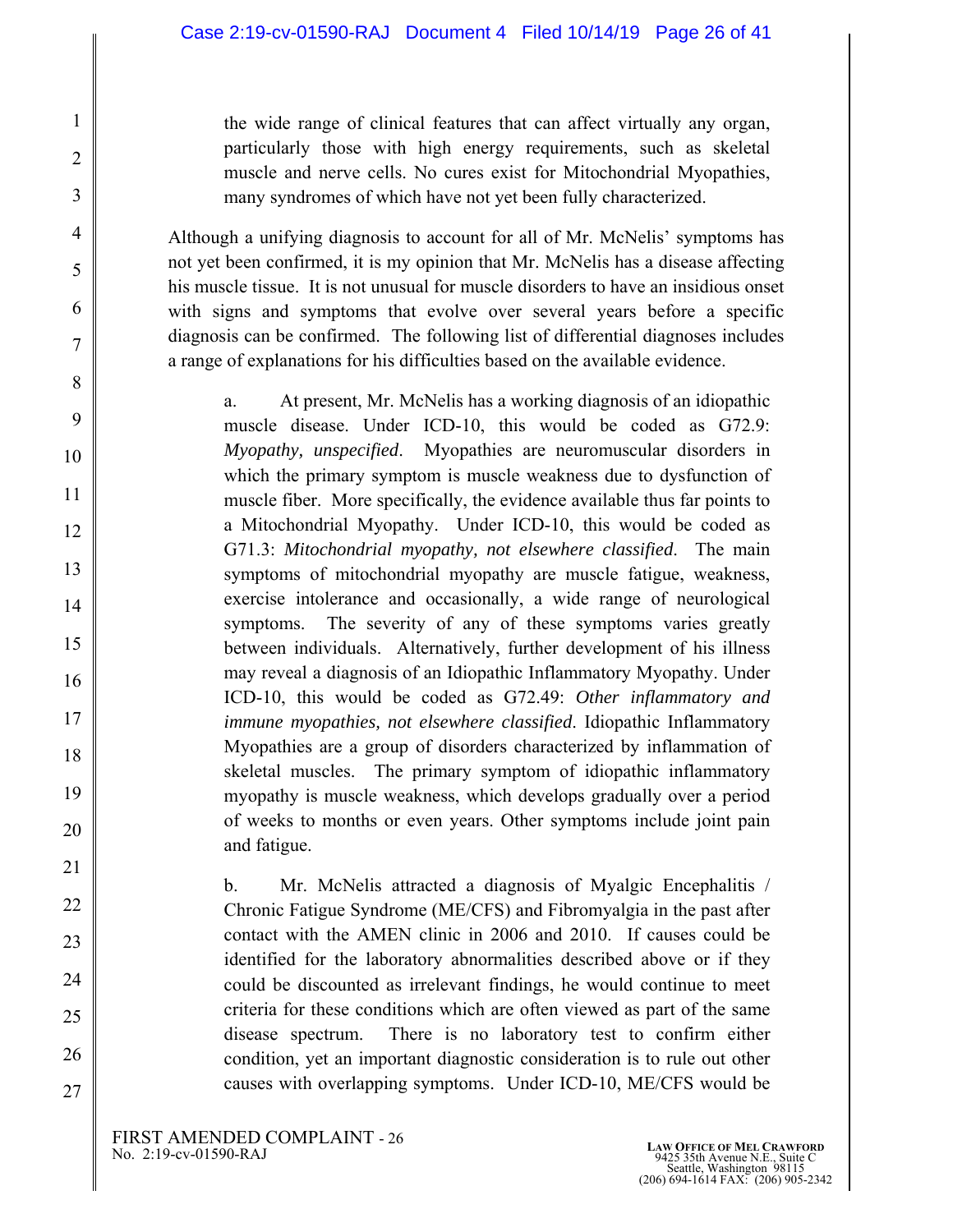the wide range of clinical features that can affect virtually any organ, particularly those with high energy requirements, such as skeletal muscle and nerve cells. No cures exist for Mitochondrial Myopathies, many syndromes of which have not yet been fully characterized.

Although a unifying diagnosis to account for all of Mr. McNelis' symptoms has not yet been confirmed, it is my opinion that Mr. McNelis has a disease affecting his muscle tissue. It is not unusual for muscle disorders to have an insidious onset with signs and symptoms that evolve over several years before a specific diagnosis can be confirmed. The following list of differential diagnoses includes a range of explanations for his difficulties based on the available evidence.

> a. At present, Mr. McNelis has a working diagnosis of an idiopathic muscle disease. Under ICD-10, this would be coded as G72.9: *Myopathy, unspecified*. Myopathies are neuromuscular disorders in which the primary symptom is muscle weakness due to dysfunction of muscle fiber. More specifically, the evidence available thus far points to a Mitochondrial Myopathy. Under ICD-10, this would be coded as G71.3: *Mitochondrial myopathy, not elsewhere classified*. The main symptoms of mitochondrial myopathy are muscle fatigue, weakness, exercise intolerance and occasionally, a wide range of neurological symptoms. The severity of any of these symptoms varies greatly between individuals. Alternatively, further development of his illness may reveal a diagnosis of an Idiopathic Inflammatory Myopathy. Under ICD-10, this would be coded as G72.49: *Other inflammatory and immune myopathies, not elsewhere classified*. Idiopathic Inflammatory Myopathies are a group of disorders characterized by inflammation of skeletal muscles. The primary symptom of idiopathic inflammatory myopathy is muscle weakness, which develops gradually over a period of weeks to months or even years. Other symptoms include joint pain and fatigue.
>
> b. Mr. McNelis attracted a diagnosis of Myalgic Encephalitis / Chronic Fatigue Syndrome (ME/CFS) and Fibromyalgia in the past after contact with the AMEN clinic in 2006 and 2010. If causes could be identified for the laboratory abnormalities described above or if they could be discounted as irrelevant findings, he would continue to meet criteria for these conditions which are often viewed as part of the same disease spectrum. There is no laboratory test to confirm either condition, yet an important diagnostic consideration is to rule out other causes with overlapping symptoms. Under ICD-10, ME/CFS would be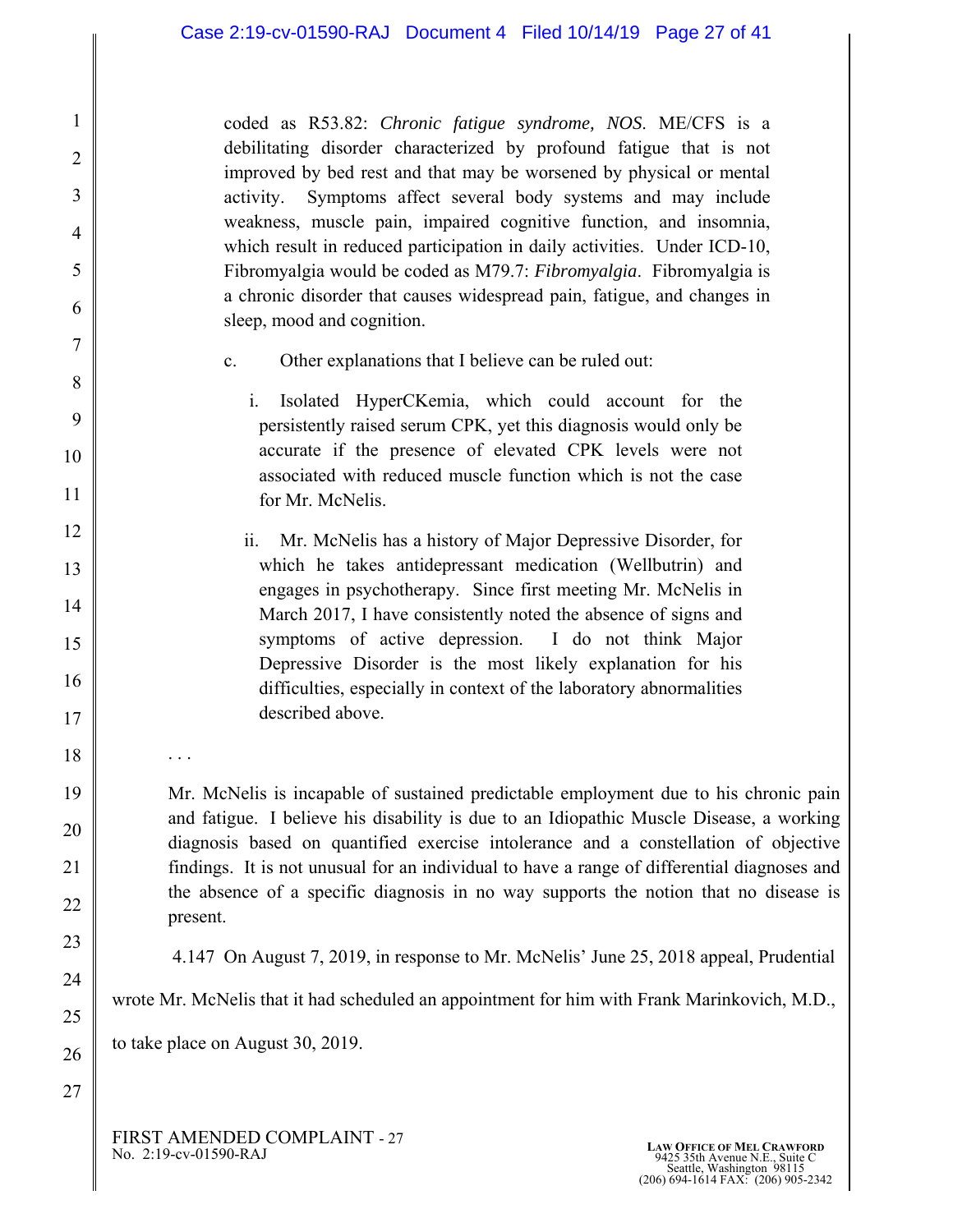coded as R53.82: *Chronic fatigue syndrome, NOS*. ME/CFS is a debilitating disorder characterized by profound fatigue that is not improved by bed rest and that may be worsened by physical or mental activity. Symptoms affect several body systems and may include weakness, muscle pain, impaired cognitive function, and insomnia, which result in reduced participation in daily activities. Under ICD-10, Fibromyalgia would be coded as M79.7: *Fibromyalgia*. Fibromyalgia is a chronic disorder that causes widespread pain, fatigue, and changes in sleep, mood and cognition.

c. Other explanations that I believe can be ruled out:

i. Isolated HyperCKemia, which could account for the persistently raised serum CPK, yet this diagnosis would only be accurate if the presence of elevated CPK levels were not associated with reduced muscle function which is not the case for Mr. McNelis.

ii. Mr. McNelis has a history of Major Depressive Disorder, for which he takes antidepressant medication (Wellbutrin) and engages in psychotherapy. Since first meeting Mr. McNelis in March 2017, I have consistently noted the absence of signs and symptoms of active depression. I do not think Major Depressive Disorder is the most likely explanation for his difficulties, especially in context of the laboratory abnormalities described above.

. . .

Mr. McNelis is incapable of sustained predictable employment due to his chronic pain and fatigue. I believe his disability is due to an Idiopathic Muscle Disease, a working diagnosis based on quantified exercise intolerance and a constellation of objective findings. It is not unusual for an individual to have a range of differential diagnoses and the absence of a specific diagnosis in no way supports the notion that no disease is present.

4.147 On August 7, 2019, in response to Mr. McNelis' June 25, 2018 appeal, Prudential wrote Mr. McNelis that it had scheduled an appointment for him with Frank Marinkovich, M.D., to take place on August 30, 2019.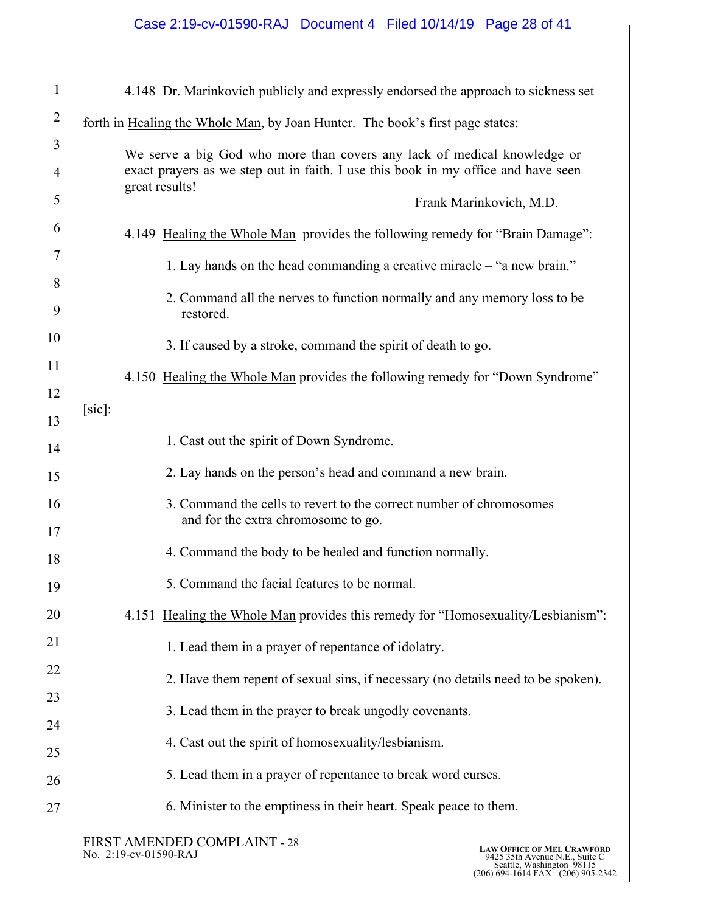4.148 Dr. Marinkovich publicly and expressly endorsed the approach to sickness set forth in Healing the Whole Man, by Joan Hunter. The book's first page states:

> We serve a big God who more than covers any lack of medical knowledge or exact prayers as we step out in faith. I use this book in my office and have seen great results!
>
> Frank Marinkovich, M.D.

4.149 Healing the Whole Man provides the following remedy for "Brain Damage":

1. Lay hands on the head commanding a creative miracle – "a new brain."
2. Command all the nerves to function normally and any memory loss to be restored.
3. If caused by a stroke, command the spirit of death to go.

4.150 Healing the Whole Man provides the following remedy for "Down Syndrome" [sic]:

1. Cast out the spirit of Down Syndrome.
2. Lay hands on the person's head and command a new brain.
3. Command the cells to revert to the correct number of chromosomes and for the extra chromosome to go.
4. Command the body to be healed and function normally.
5. Command the facial features to be normal.

4.151 Healing the Whole Man provides this remedy for "Homosexuality/Lesbianism":

1. Lead them in a prayer of repentance of idolatry.
2. Have them repent of sexual sins, if necessary (no details need to be spoken).
3. Lead them in the prayer to break ungodly covenants.
4. Cast out the spirit of homosexuality/lesbianism.
5. Lead them in a prayer of repentance to break word curses.
6. Minister to the emptiness in their heart. Speak peace to them.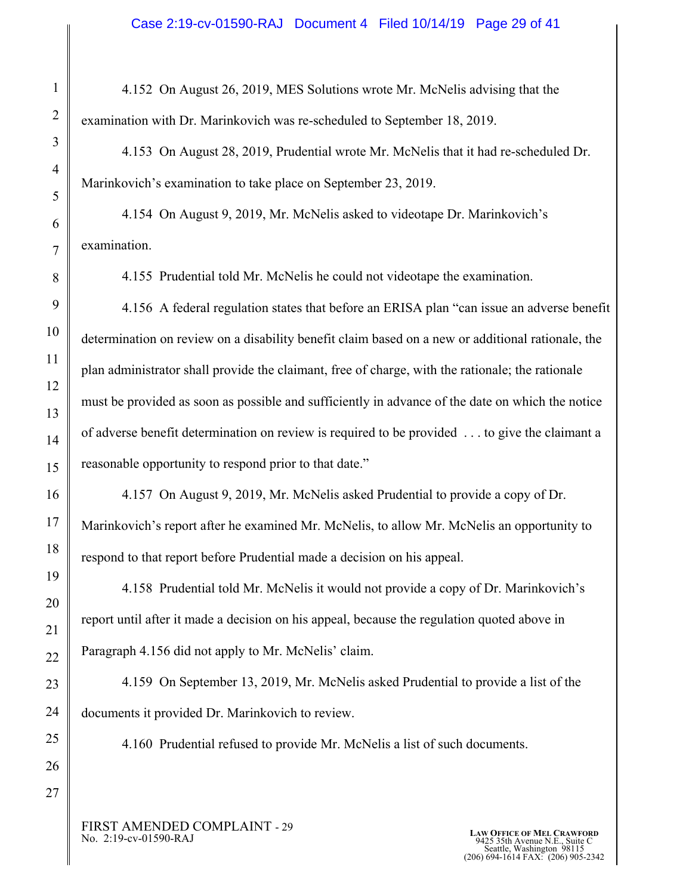4.152 On August 26, 2019, MES Solutions wrote Mr. McNelis advising that the examination with Dr. Marinkovich was re-scheduled to September 18, 2019.

4.153 On August 28, 2019, Prudential wrote Mr. McNelis that it had re-scheduled Dr. Marinkovich's examination to take place on September 23, 2019.

4.154 On August 9, 2019, Mr. McNelis asked to videotape Dr. Marinkovich's examination.

4.155 Prudential told Mr. McNelis he could not videotape the examination.

4.156 A federal regulation states that before an ERISA plan "can issue an adverse benefit determination on review on a disability benefit claim based on a new or additional rationale, the plan administrator shall provide the claimant, free of charge, with the rationale; the rationale must be provided as soon as possible and sufficiently in advance of the date on which the notice of adverse benefit determination on review is required to be provided . . . to give the claimant a reasonable opportunity to respond prior to that date."

4.157 On August 9, 2019, Mr. McNelis asked Prudential to provide a copy of Dr. Marinkovich's report after he examined Mr. McNelis, to allow Mr. McNelis an opportunity to respond to that report before Prudential made a decision on his appeal.

4.158 Prudential told Mr. McNelis it would not provide a copy of Dr. Marinkovich's report until after it made a decision on his appeal, because the regulation quoted above in Paragraph 4.156 did not apply to Mr. McNelis' claim.

4.159 On September 13, 2019, Mr. McNelis asked Prudential to provide a list of the documents it provided Dr. Marinkovich to review.

4.160 Prudential refused to provide Mr. McNelis a list of such documents.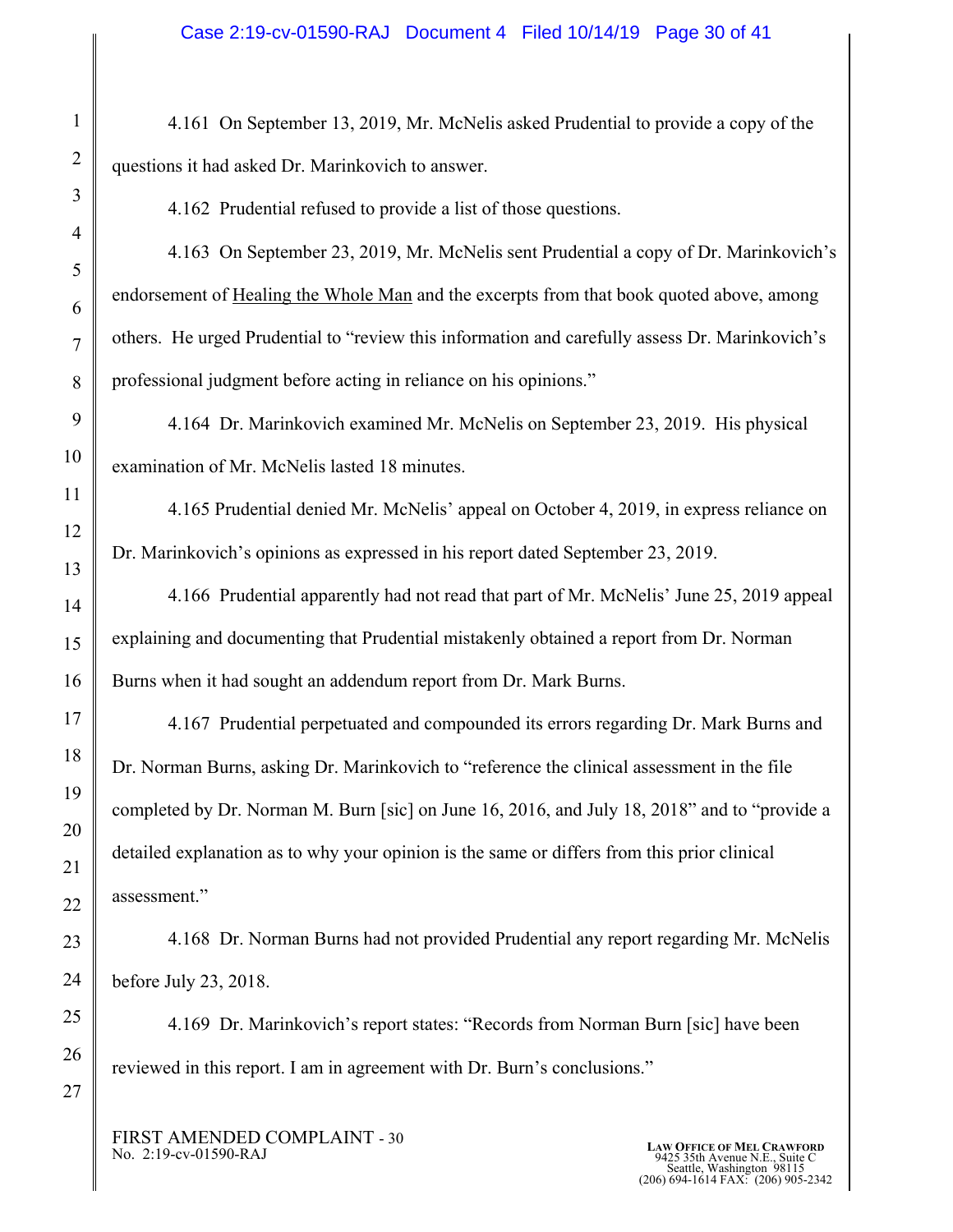4.161 On September 13, 2019, Mr. McNelis asked Prudential to provide a copy of the questions it had asked Dr. Marinkovich to answer.

4.162 Prudential refused to provide a list of those questions.

4.163 On September 23, 2019, Mr. McNelis sent Prudential a copy of Dr. Marinkovich's endorsement of Healing the Whole Man and the excerpts from that book quoted above, among others. He urged Prudential to "review this information and carefully assess Dr. Marinkovich's professional judgment before acting in reliance on his opinions."

4.164 Dr. Marinkovich examined Mr. McNelis on September 23, 2019. His physical examination of Mr. McNelis lasted 18 minutes.

4.165 Prudential denied Mr. McNelis' appeal on October 4, 2019, in express reliance on Dr. Marinkovich's opinions as expressed in his report dated September 23, 2019.

4.166 Prudential apparently had not read that part of Mr. McNelis' June 25, 2019 appeal explaining and documenting that Prudential mistakenly obtained a report from Dr. Norman Burns when it had sought an addendum report from Dr. Mark Burns.

4.167 Prudential perpetuated and compounded its errors regarding Dr. Mark Burns and Dr. Norman Burns, asking Dr. Marinkovich to "reference the clinical assessment in the file completed by Dr. Norman M. Burn [sic] on June 16, 2016, and July 18, 2018" and to "provide a detailed explanation as to why your opinion is the same or differs from this prior clinical assessment."

4.168 Dr. Norman Burns had not provided Prudential any report regarding Mr. McNelis before July 23, 2018.

4.169 Dr. Marinkovich's report states: "Records from Norman Burn [sic] have been reviewed in this report. I am in agreement with Dr. Burn's conclusions."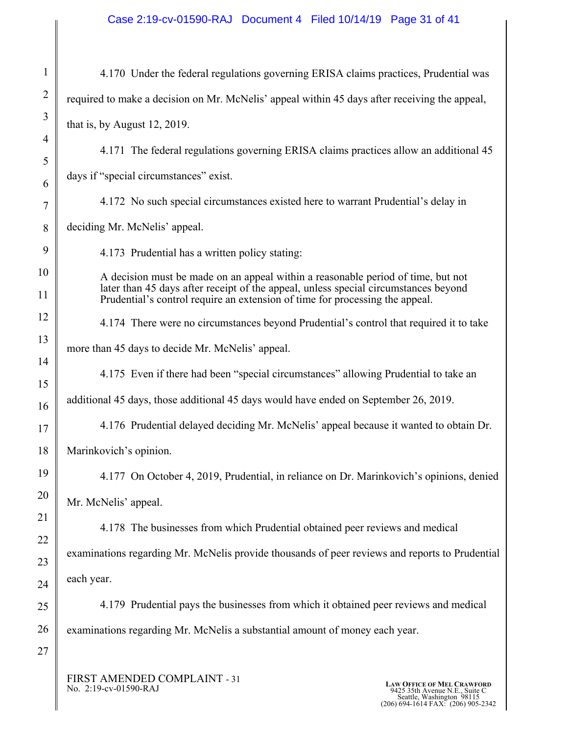4.170 Under the federal regulations governing ERISA claims practices, Prudential was required to make a decision on Mr. McNelis' appeal within 45 days after receiving the appeal, that is, by August 12, 2019.

4.171 The federal regulations governing ERISA claims practices allow an additional 45 days if "special circumstances" exist.

4.172 No such special circumstances existed here to warrant Prudential's delay in deciding Mr. McNelis' appeal.

4.173 Prudential has a written policy stating:

> A decision must be made on an appeal within a reasonable period of time, but not later than 45 days after receipt of the appeal, unless special circumstances beyond Prudential's control require an extension of time for processing the appeal.

4.174 There were no circumstances beyond Prudential's control that required it to take more than 45 days to decide Mr. McNelis' appeal.

4.175 Even if there had been "special circumstances" allowing Prudential to take an additional 45 days, those additional 45 days would have ended on September 26, 2019.

4.176 Prudential delayed deciding Mr. McNelis' appeal because it wanted to obtain Dr. Marinkovich's opinion.

4.177 On October 4, 2019, Prudential, in reliance on Dr. Marinkovich's opinions, denied Mr. McNelis' appeal.

4.178 The businesses from which Prudential obtained peer reviews and medical examinations regarding Mr. McNelis provide thousands of peer reviews and reports to Prudential each year.

4.179 Prudential pays the businesses from which it obtained peer reviews and medical examinations regarding Mr. McNelis a substantial amount of money each year.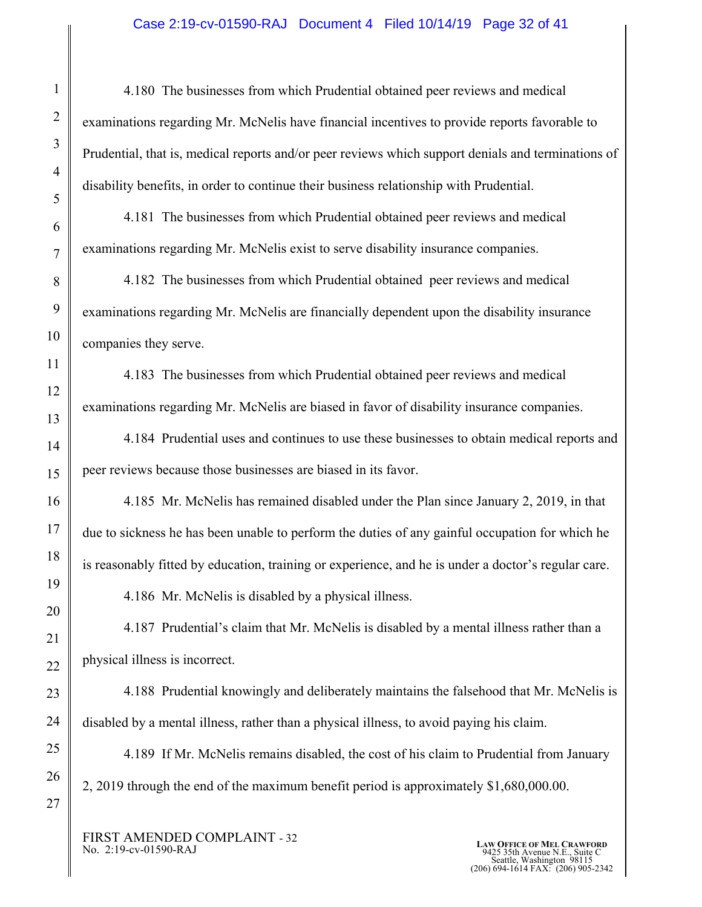4.180 The businesses from which Prudential obtained peer reviews and medical examinations regarding Mr. McNelis have financial incentives to provide reports favorable to Prudential, that is, medical reports and/or peer reviews which support denials and terminations of disability benefits, in order to continue their business relationship with Prudential.

4.181 The businesses from which Prudential obtained peer reviews and medical examinations regarding Mr. McNelis exist to serve disability insurance companies.

4.182 The businesses from which Prudential obtained peer reviews and medical examinations regarding Mr. McNelis are financially dependent upon the disability insurance companies they serve.

4.183 The businesses from which Prudential obtained peer reviews and medical examinations regarding Mr. McNelis are biased in favor of disability insurance companies.

4.184 Prudential uses and continues to use these businesses to obtain medical reports and peer reviews because those businesses are biased in its favor.

4.185 Mr. McNelis has remained disabled under the Plan since January 2, 2019, in that due to sickness he has been unable to perform the duties of any gainful occupation for which he is reasonably fitted by education, training or experience, and he is under a doctor's regular care.

4.186 Mr. McNelis is disabled by a physical illness.

4.187 Prudential's claim that Mr. McNelis is disabled by a mental illness rather than a physical illness is incorrect.

4.188 Prudential knowingly and deliberately maintains the falsehood that Mr. McNelis is disabled by a mental illness, rather than a physical illness, to avoid paying his claim.

4.189 If Mr. McNelis remains disabled, the cost of his claim to Prudential from January 2, 2019 through the end of the maximum benefit period is approximately $1,680,000.00.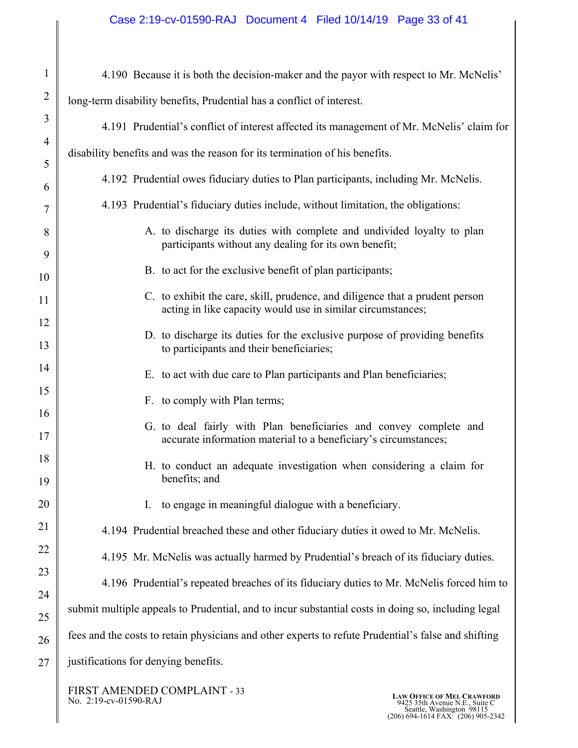4.190 Because it is both the decision-maker and the payor with respect to Mr. McNelis' long-term disability benefits, Prudential has a conflict of interest.

4.191 Prudential's conflict of interest affected its management of Mr. McNelis' claim for disability benefits and was the reason for its termination of his benefits.

4.192 Prudential owes fiduciary duties to Plan participants, including Mr. McNelis.

4.193 Prudential's fiduciary duties include, without limitation, the obligations:

A. to discharge its duties with complete and undivided loyalty to plan participants without any dealing for its own benefit;

B. to act for the exclusive benefit of plan participants;

C. to exhibit the care, skill, prudence, and diligence that a prudent person acting in like capacity would use in similar circumstances;

D. to discharge its duties for the exclusive purpose of providing benefits to participants and their beneficiaries;

E. to act with due care to Plan participants and Plan beneficiaries;

F. to comply with Plan terms;

G. to deal fairly with Plan beneficiaries and convey complete and accurate information material to a beneficiary's circumstances;

H. to conduct an adequate investigation when considering a claim for benefits; and

I. to engage in meaningful dialogue with a beneficiary.

4.194 Prudential breached these and other fiduciary duties it owed to Mr. McNelis.

4.195 Mr. McNelis was actually harmed by Prudential's breach of its fiduciary duties.

4.196 Prudential's repeated breaches of its fiduciary duties to Mr. McNelis forced him to submit multiple appeals to Prudential, and to incur substantial costs in doing so, including legal fees and the costs to retain physicians and other experts to refute Prudential's false and shifting justifications for denying benefits.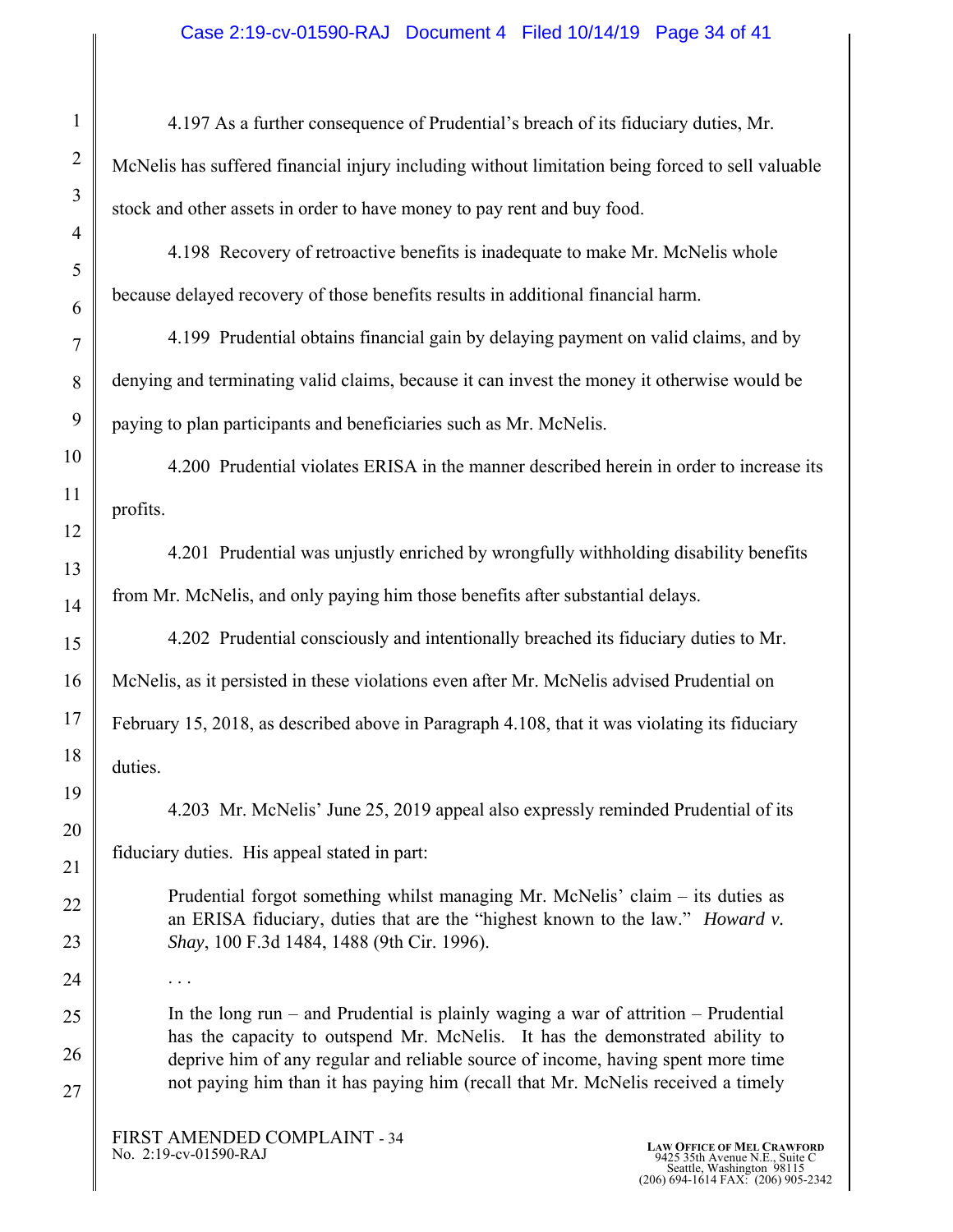4.197 As a further consequence of Prudential's breach of its fiduciary duties, Mr. McNelis has suffered financial injury including without limitation being forced to sell valuable stock and other assets in order to have money to pay rent and buy food.

4.198 Recovery of retroactive benefits is inadequate to make Mr. McNelis whole because delayed recovery of those benefits results in additional financial harm.

4.199 Prudential obtains financial gain by delaying payment on valid claims, and by denying and terminating valid claims, because it can invest the money it otherwise would be paying to plan participants and beneficiaries such as Mr. McNelis.

4.200 Prudential violates ERISA in the manner described herein in order to increase its profits.

4.201 Prudential was unjustly enriched by wrongfully withholding disability benefits from Mr. McNelis, and only paying him those benefits after substantial delays.

4.202 Prudential consciously and intentionally breached its fiduciary duties to Mr. McNelis, as it persisted in these violations even after Mr. McNelis advised Prudential on February 15, 2018, as described above in Paragraph 4.108, that it was violating its fiduciary duties.

4.203 Mr. McNelis' June 25, 2019 appeal also expressly reminded Prudential of its fiduciary duties. His appeal stated in part:

> Prudential forgot something whilst managing Mr. McNelis' claim – its duties as an ERISA fiduciary, duties that are the "highest known to the law." *Howard v. Shay*, 100 F.3d 1484, 1488 (9th Cir. 1996).
>
> . . .
>
> In the long run – and Prudential is plainly waging a war of attrition – Prudential has the capacity to outspend Mr. McNelis. It has the demonstrated ability to deprive him of any regular and reliable source of income, having spent more time not paying him than it has paying him (recall that Mr. McNelis received a timely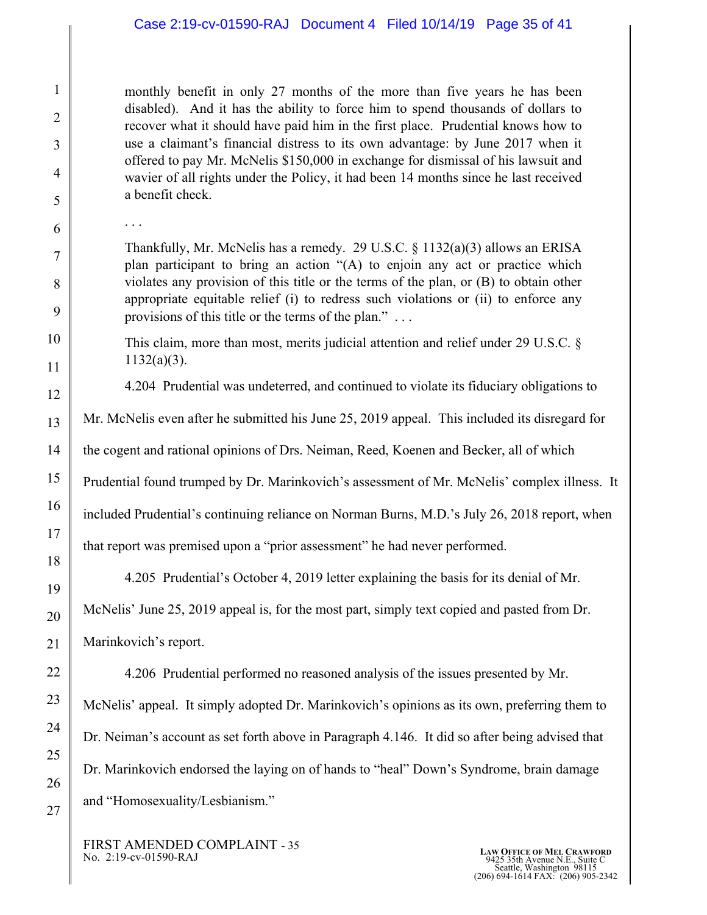> monthly benefit in only 27 months of the more than five years he has been disabled). And it has the ability to force him to spend thousands of dollars to recover what it should have paid him in the first place. Prudential knows how to use a claimant's financial distress to its own advantage: by June 2017 when it offered to pay Mr. McNelis $150,000 in exchange for dismissal of his lawsuit and wavier of all rights under the Policy, it had been 14 months since he last received a benefit check.
>
> . . .
>
> Thankfully, Mr. McNelis has a remedy. 29 U.S.C. § 1132(a)(3) allows an ERISA plan participant to bring an action "(A) to enjoin any act or practice which violates any provision of this title or the terms of the plan, or (B) to obtain other appropriate equitable relief (i) to redress such violations or (ii) to enforce any provisions of this title or the terms of the plan." . . .
>
> This claim, more than most, merits judicial attention and relief under 29 U.S.C. § 1132(a)(3).

4.204 Prudential was undeterred, and continued to violate its fiduciary obligations to Mr. McNelis even after he submitted his June 25, 2019 appeal. This included its disregard for the cogent and rational opinions of Drs. Neiman, Reed, Koenen and Becker, all of which Prudential found trumped by Dr. Marinkovich's assessment of Mr. McNelis' complex illness. It included Prudential's continuing reliance on Norman Burns, M.D.'s July 26, 2018 report, when that report was premised upon a "prior assessment" he had never performed.

4.205 Prudential's October 4, 2019 letter explaining the basis for its denial of Mr. McNelis' June 25, 2019 appeal is, for the most part, simply text copied and pasted from Dr. Marinkovich's report.

4.206 Prudential performed no reasoned analysis of the issues presented by Mr. McNelis' appeal. It simply adopted Dr. Marinkovich's opinions as its own, preferring them to Dr. Neiman's account as set forth above in Paragraph 4.146. It did so after being advised that Dr. Marinkovich endorsed the laying on of hands to "heal" Down's Syndrome, brain damage and "Homosexuality/Lesbianism."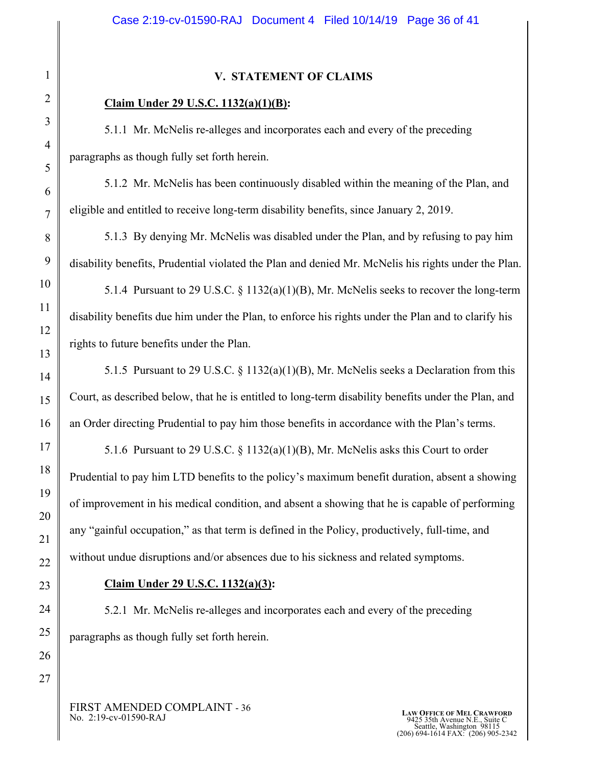## V. STATEMENT OF CLAIMS

**Claim Under 29 U.S.C. 1132(a)(1)(B):**

5.1.1 Mr. McNelis re-alleges and incorporates each and every of the preceding paragraphs as though fully set forth herein.

5.1.2 Mr. McNelis has been continuously disabled within the meaning of the Plan, and eligible and entitled to receive long-term disability benefits, since January 2, 2019.

5.1.3 By denying Mr. McNelis was disabled under the Plan, and by refusing to pay him disability benefits, Prudential violated the Plan and denied Mr. McNelis his rights under the Plan.

5.1.4 Pursuant to 29 U.S.C. § 1132(a)(1)(B), Mr. McNelis seeks to recover the long-term disability benefits due him under the Plan, to enforce his rights under the Plan and to clarify his rights to future benefits under the Plan.

5.1.5 Pursuant to 29 U.S.C. § 1132(a)(1)(B), Mr. McNelis seeks a Declaration from this Court, as described below, that he is entitled to long-term disability benefits under the Plan, and an Order directing Prudential to pay him those benefits in accordance with the Plan's terms.

5.1.6 Pursuant to 29 U.S.C. § 1132(a)(1)(B), Mr. McNelis asks this Court to order Prudential to pay him LTD benefits to the policy's maximum benefit duration, absent a showing of improvement in his medical condition, and absent a showing that he is capable of performing any "gainful occupation," as that term is defined in the Policy, productively, full-time, and without undue disruptions and/or absences due to his sickness and related symptoms.

**Claim Under 29 U.S.C. 1132(a)(3):**

5.2.1 Mr. McNelis re-alleges and incorporates each and every of the preceding paragraphs as though fully set forth herein.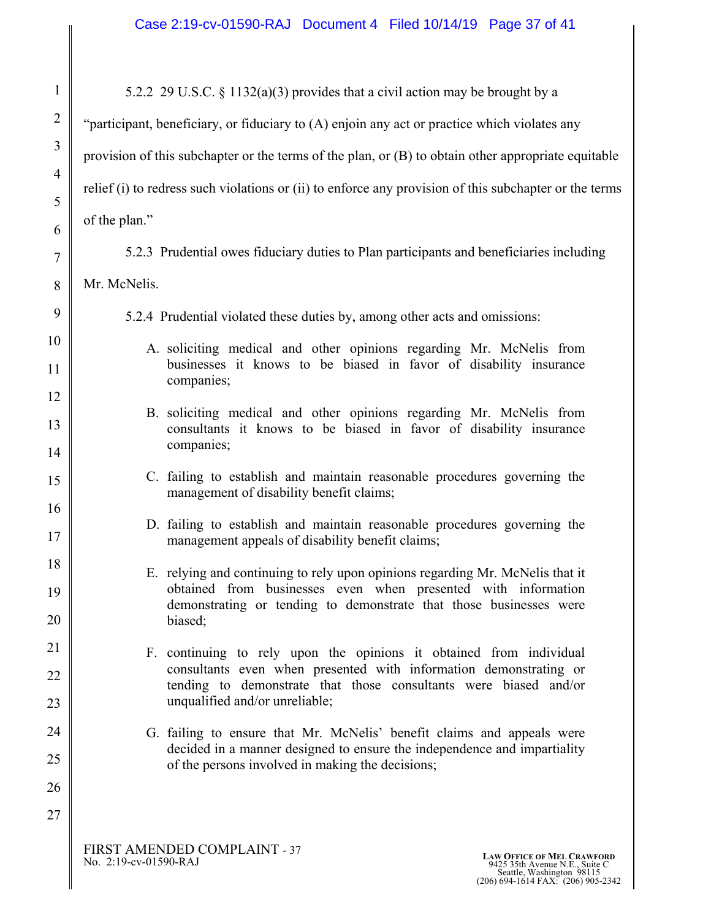5.2.2 29 U.S.C. § 1132(a)(3) provides that a civil action may be brought by a "participant, beneficiary, or fiduciary to (A) enjoin any act or practice which violates any provision of this subchapter or the terms of the plan, or (B) to obtain other appropriate equitable relief (i) to redress such violations or (ii) to enforce any provision of this subchapter or the terms of the plan."

5.2.3 Prudential owes fiduciary duties to Plan participants and beneficiaries including Mr. McNelis.

5.2.4 Prudential violated these duties by, among other acts and omissions:

A. soliciting medical and other opinions regarding Mr. McNelis from businesses it knows to be biased in favor of disability insurance companies;

B. soliciting medical and other opinions regarding Mr. McNelis from consultants it knows to be biased in favor of disability insurance companies;

C. failing to establish and maintain reasonable procedures governing the management of disability benefit claims;

D. failing to establish and maintain reasonable procedures governing the management appeals of disability benefit claims;

E. relying and continuing to rely upon opinions regarding Mr. McNelis that it obtained from businesses even when presented with information demonstrating or tending to demonstrate that those businesses were biased;

F. continuing to rely upon the opinions it obtained from individual consultants even when presented with information demonstrating or tending to demonstrate that those consultants were biased and/or unqualified and/or unreliable;

G. failing to ensure that Mr. McNelis' benefit claims and appeals were decided in a manner designed to ensure the independence and impartiality of the persons involved in making the decisions;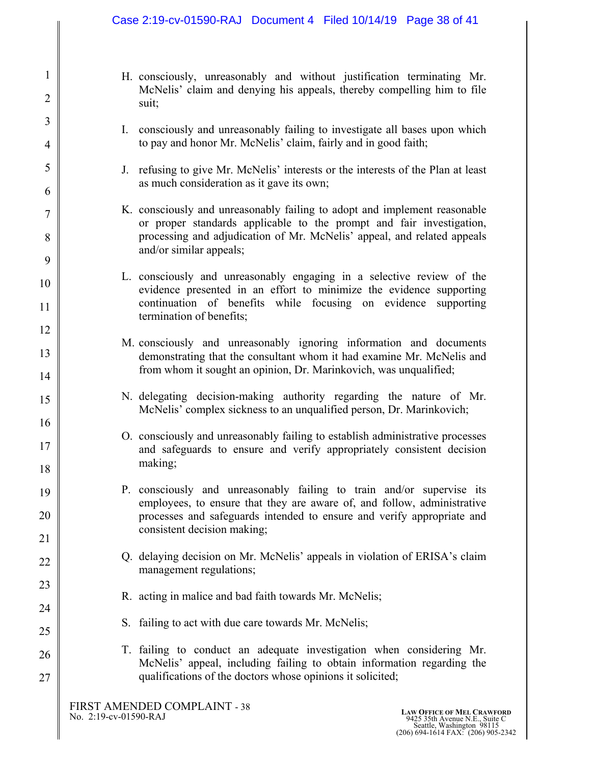H. consciously, unreasonably and without justification terminating Mr. McNelis' claim and denying his appeals, thereby compelling him to file suit;

I. consciously and unreasonably failing to investigate all bases upon which to pay and honor Mr. McNelis' claim, fairly and in good faith;

J. refusing to give Mr. McNelis' interests or the interests of the Plan at least as much consideration as it gave its own;

K. consciously and unreasonably failing to adopt and implement reasonable or proper standards applicable to the prompt and fair investigation, processing and adjudication of Mr. McNelis' appeal, and related appeals and/or similar appeals;

L. consciously and unreasonably engaging in a selective review of the evidence presented in an effort to minimize the evidence supporting continuation of benefits while focusing on evidence supporting termination of benefits;

M. consciously and unreasonably ignoring information and documents demonstrating that the consultant whom it had examine Mr. McNelis and from whom it sought an opinion, Dr. Marinkovich, was unqualified;

N. delegating decision-making authority regarding the nature of Mr. McNelis' complex sickness to an unqualified person, Dr. Marinkovich;

O. consciously and unreasonably failing to establish administrative processes and safeguards to ensure and verify appropriately consistent decision making;

P. consciously and unreasonably failing to train and/or supervise its employees, to ensure that they are aware of, and follow, administrative processes and safeguards intended to ensure and verify appropriate and consistent decision making;

Q. delaying decision on Mr. McNelis' appeals in violation of ERISA's claim management regulations;

R. acting in malice and bad faith towards Mr. McNelis;

S. failing to act with due care towards Mr. McNelis;

T. failing to conduct an adequate investigation when considering Mr. McNelis' appeal, including failing to obtain information regarding the qualifications of the doctors whose opinions it solicited;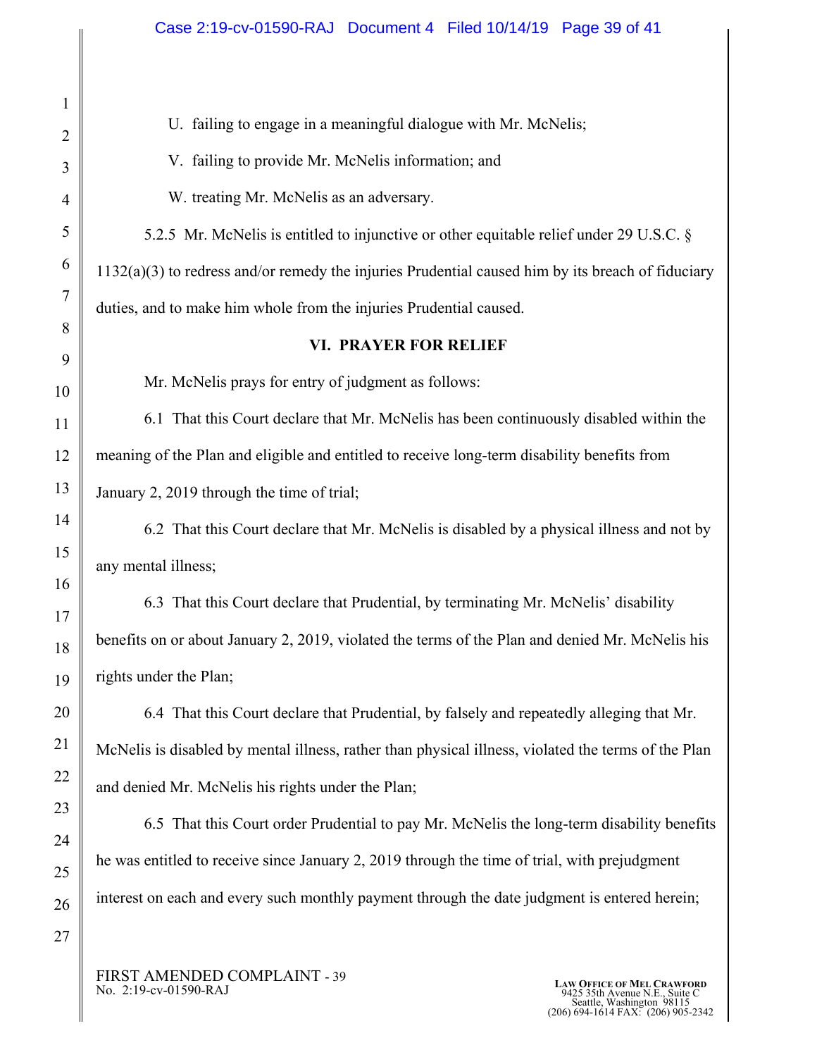U. failing to engage in a meaningful dialogue with Mr. McNelis;

V. failing to provide Mr. McNelis information; and

W. treating Mr. McNelis as an adversary.

5.2.5 Mr. McNelis is entitled to injunctive or other equitable relief under 29 U.S.C. § 1132(a)(3) to redress and/or remedy the injuries Prudential caused him by its breach of fiduciary duties, and to make him whole from the injuries Prudential caused.

## VI. PRAYER FOR RELIEF

Mr. McNelis prays for entry of judgment as follows:

6.1 That this Court declare that Mr. McNelis has been continuously disabled within the meaning of the Plan and eligible and entitled to receive long-term disability benefits from January 2, 2019 through the time of trial;

6.2 That this Court declare that Mr. McNelis is disabled by a physical illness and not by any mental illness;

6.3 That this Court declare that Prudential, by terminating Mr. McNelis' disability benefits on or about January 2, 2019, violated the terms of the Plan and denied Mr. McNelis his rights under the Plan;

6.4 That this Court declare that Prudential, by falsely and repeatedly alleging that Mr. McNelis is disabled by mental illness, rather than physical illness, violated the terms of the Plan and denied Mr. McNelis his rights under the Plan;

6.5 That this Court order Prudential to pay Mr. McNelis the long-term disability benefits he was entitled to receive since January 2, 2019 through the time of trial, with prejudgment interest on each and every such monthly payment through the date judgment is entered herein;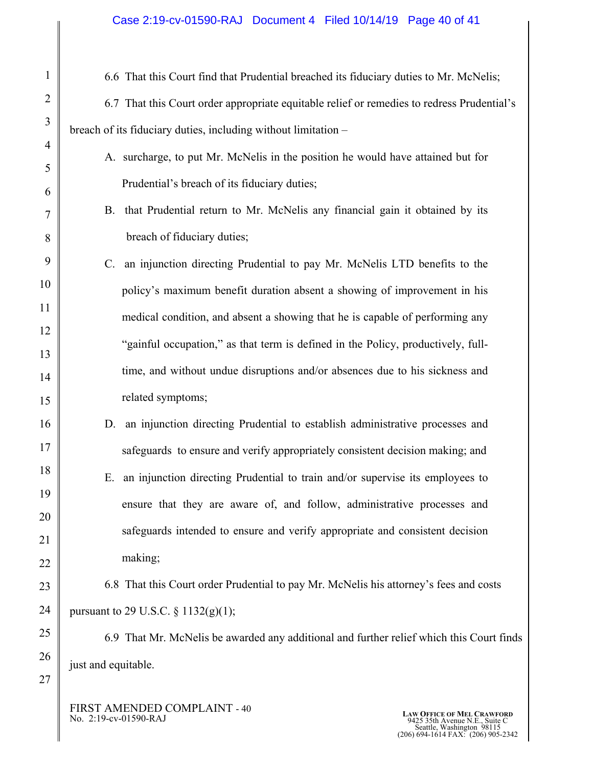6.6 That this Court find that Prudential breached its fiduciary duties to Mr. McNelis;

6.7 That this Court order appropriate equitable relief or remedies to redress Prudential's breach of its fiduciary duties, including without limitation –

A. surcharge, to put Mr. McNelis in the position he would have attained but for Prudential's breach of its fiduciary duties;

B. that Prudential return to Mr. McNelis any financial gain it obtained by its breach of fiduciary duties;

C. an injunction directing Prudential to pay Mr. McNelis LTD benefits to the policy's maximum benefit duration absent a showing of improvement in his medical condition, and absent a showing that he is capable of performing any "gainful occupation," as that term is defined in the Policy, productively, full-time, and without undue disruptions and/or absences due to his sickness and related symptoms;

D. an injunction directing Prudential to establish administrative processes and safeguards to ensure and verify appropriately consistent decision making; and

E. an injunction directing Prudential to train and/or supervise its employees to ensure that they are aware of, and follow, administrative processes and safeguards intended to ensure and verify appropriate and consistent decision making;

6.8 That this Court order Prudential to pay Mr. McNelis his attorney's fees and costs pursuant to 29 U.S.C. § 1132(g)(1);

6.9 That Mr. McNelis be awarded any additional and further relief which this Court finds just and equitable.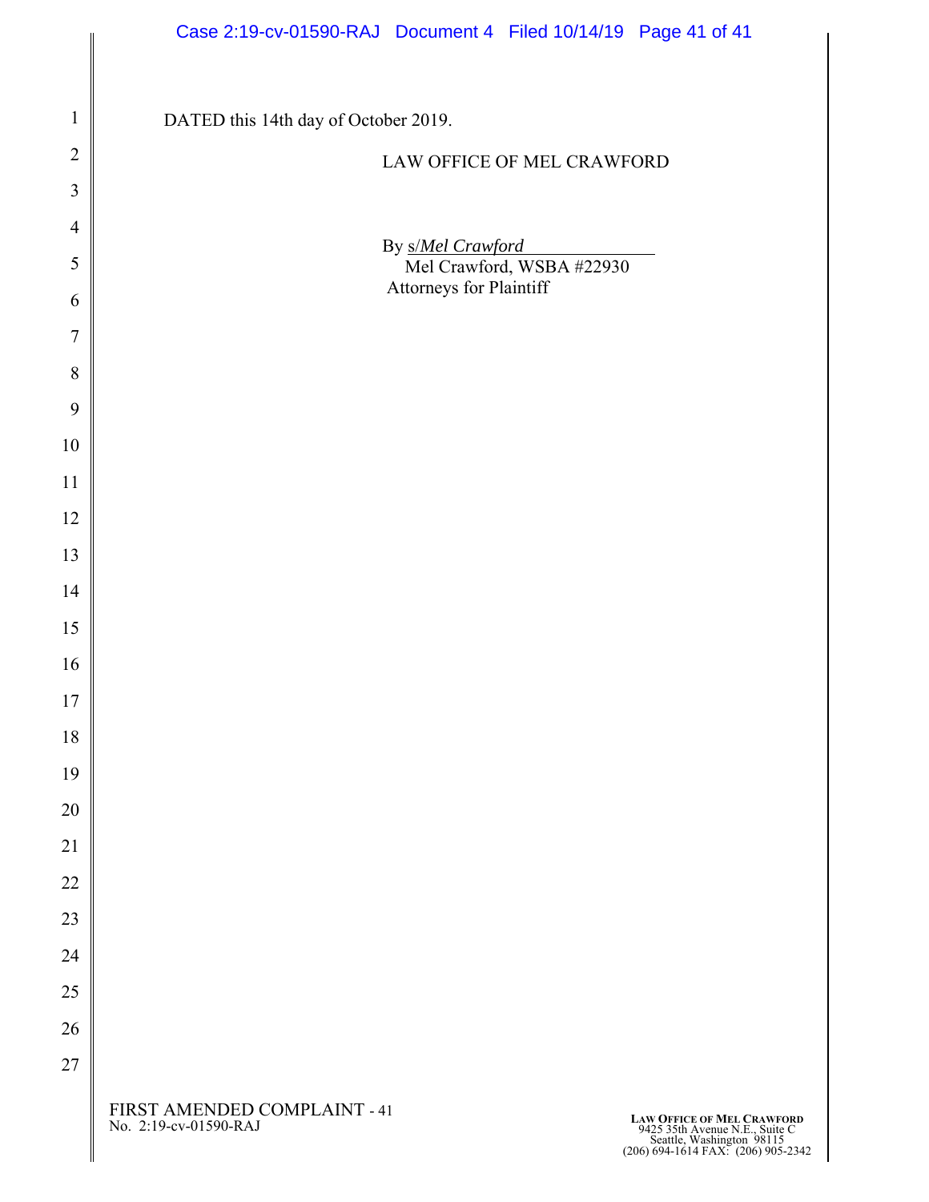DATED this 14th day of October 2019.

LAW OFFICE OF MEL CRAWFORD

By s/*Mel Crawford*
Mel Crawford, WSBA #22930
Attorneys for Plaintiff

FIRST AMENDED COMPLAINT - 41
No. 2:19-cv-01590-RAJ

LAW OFFICE OF MEL CRAWFORD
9425 35th Avenue N.E., Suite C
Seattle, Washington 98115
(206) 694-1614 FAX: (206) 905-2342